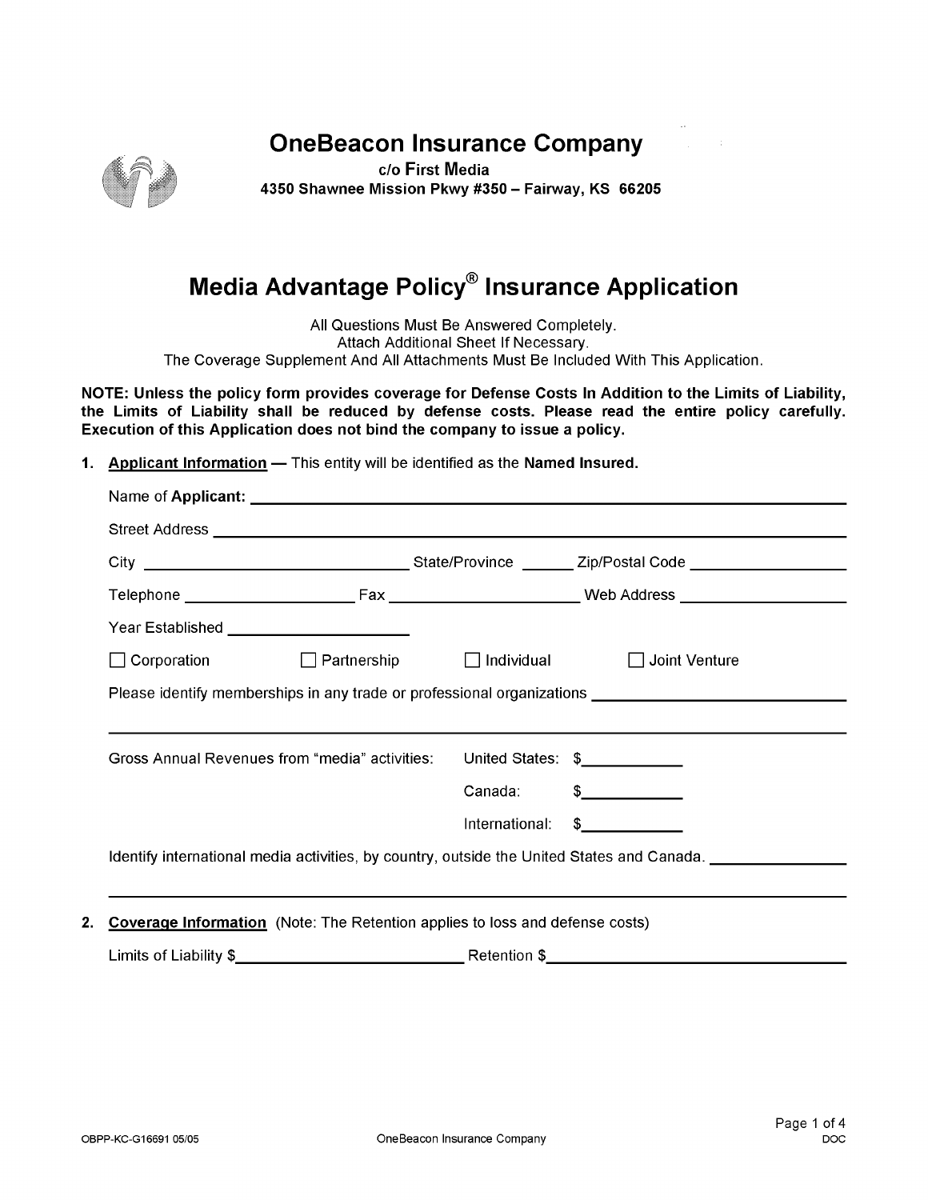# OneBeacon Insurance Company

c/o First Media
4350 Shawnee Mission Pkwy #350 – Fairway, KS 66205

## Media Advantage Policy® Insurance Application

All Questions Must Be Answered Completely.
Attach Additional Sheet If Necessary.
The Coverage Supplement And All Attachments Must Be Included With This Application.

**NOTE: Unless the policy form provides coverage for Defense Costs In Addition to the Limits of Liability, the Limits of Liability shall be reduced by defense costs. Please read the entire policy carefully. Execution of this Application does not bind the company to issue a policy.**

**1. Applicant Information** — This entity will be identified as the **Named Insured.**

Name of **Applicant:** ______________________________

Street Address ______________________________

City ______________ State/Province ______ Zip/Postal Code ______________

Telephone ______________ Fax ______________ Web Address ______________

Year Established ______________

☐ Corporation ☐ Partnership ☐ Individual ☐ Joint Venture

Please identify memberships in any trade or professional organizations ______________________________

Gross Annual Revenues from "media" activities:

| | |
|---|---|
| United States: | $__________ |
| Canada: | $__________ |
| International: | $__________ |

Identify international media activities, by country, outside the United States and Canada. ______________________________

**2. Coverage Information** (Note: The Retention applies to loss and defense costs)

Limits of Liability $______________ Retention $______________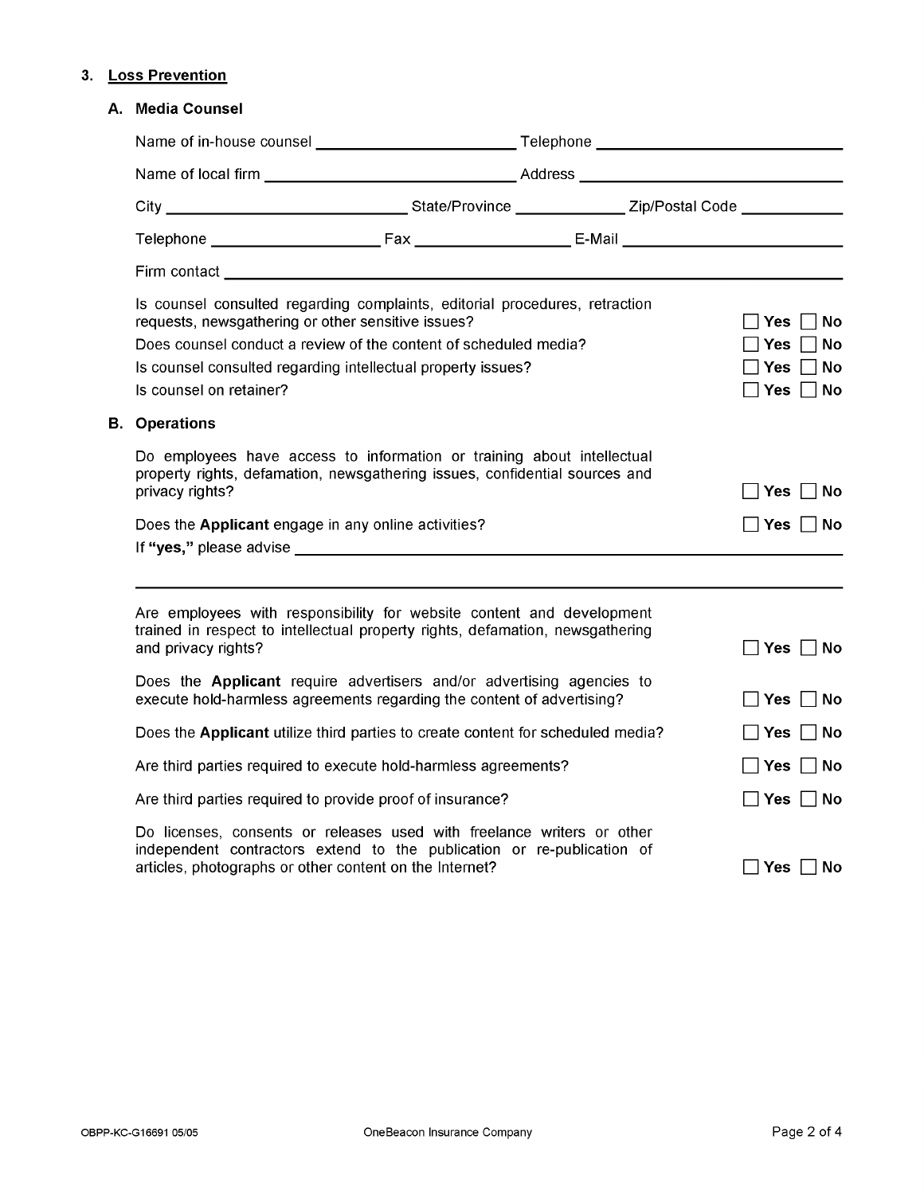## 3. Loss Prevention

### A. Media Counsel

Name of in-house counsel ______________________ Telephone ___________________________

Name of local firm ____________________________ Address ____________________________

City ___________________________ State/Province _____________ Zip/Postal Code ____________

Telephone ____________________ Fax __________________ E-Mail __________________________

Firm contact ____________________________________________________________________

Is counsel consulted regarding complaints, editorial procedures, retraction requests, newsgathering or other sensitive issues? ☐ Yes ☐ No

Does counsel conduct a review of the content of scheduled media? ☐ Yes ☐ No

Is counsel consulted regarding intellectual property issues? ☐ Yes ☐ No

Is counsel on retainer? ☐ Yes ☐ No

### B. Operations

Do employees have access to information or training about intellectual property rights, defamation, newsgathering issues, confidential sources and privacy rights? ☐ Yes ☐ No

Does the **Applicant** engage in any online activities? ☐ Yes ☐ No

If **"yes,"** please advise ______________________________________________________________

________________________________________________________________________________

Are employees with responsibility for website content and development trained in respect to intellectual property rights, defamation, newsgathering and privacy rights? ☐ Yes ☐ No

Does the **Applicant** require advertisers and/or advertising agencies to execute hold-harmless agreements regarding the content of advertising? ☐ Yes ☐ No

Does the **Applicant** utilize third parties to create content for scheduled media? ☐ Yes ☐ No

Are third parties required to execute hold-harmless agreements? ☐ Yes ☐ No

Are third parties required to provide proof of insurance? ☐ Yes ☐ No

Do licenses, consents or releases used with freelance writers or other independent contractors extend to the publication or re-publication of articles, photographs or other content on the Internet? ☐ Yes ☐ No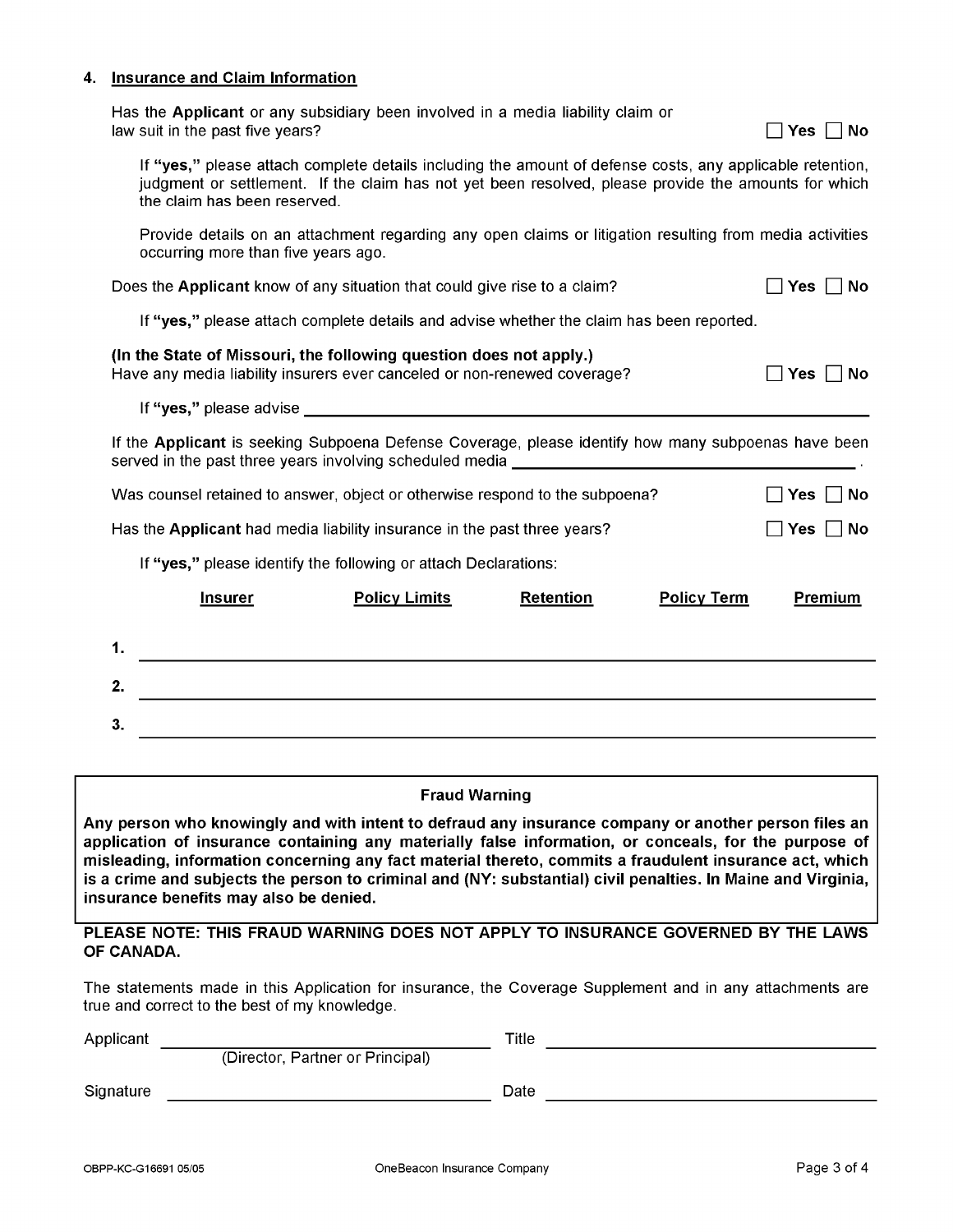## 4. Insurance and Claim Information

Has the **Applicant** or any subsidiary been involved in a media liability claim or law suit in the past five years? ☐ Yes ☐ No

If **"yes,"** please attach complete details including the amount of defense costs, any applicable retention, judgment or settlement. If the claim has not yet been resolved, please provide the amounts for which the claim has been reserved.

Provide details on an attachment regarding any open claims or litigation resulting from media activities occurring more than five years ago.

Does the **Applicant** know of any situation that could give rise to a claim? ☐ Yes ☐ No

If **"yes,"** please attach complete details and advise whether the claim has been reported.

**(In the State of Missouri, the following question does not apply.)**
Have any media liability insurers ever canceled or non-renewed coverage? ☐ Yes ☐ No

If **"yes,"** please advise ______________________________

If the **Applicant** is seeking Subpoena Defense Coverage, please identify how many subpoenas have been served in the past three years involving scheduled media ______________________________.

Was counsel retained to answer, object or otherwise respond to the subpoena? ☐ Yes ☐ No

Has the **Applicant** had media liability insurance in the past three years? ☐ Yes ☐ No

If **"yes,"** please identify the following or attach Declarations:

| | Insurer | Policy Limits | Retention | Policy Term | Premium |
|---|---|---|---|---|---|
| 1. | | | | | |
| 2. | | | | | |
| 3. | | | | | |

**Fraud Warning**

**Any person who knowingly and with intent to defraud any insurance company or another person files an application of insurance containing any materially false information, or conceals, for the purpose of misleading, information concerning any fact material thereto, commits a fraudulent insurance act, which is a crime and subjects the person to criminal and (NY: substantial) civil penalties. In Maine and Virginia, insurance benefits may also be denied.**

**PLEASE NOTE: THIS FRAUD WARNING DOES NOT APPLY TO INSURANCE GOVERNED BY THE LAWS OF CANADA.**

The statements made in this Application for insurance, the Coverage Supplement and in any attachments are true and correct to the best of my knowledge.

Applicant ______________________________ Title ______________________________
(Director, Partner or Principal)

Signature ______________________________ Date ______________________________

OBPP-KC-G16691 05/05 OneBeacon Insurance Company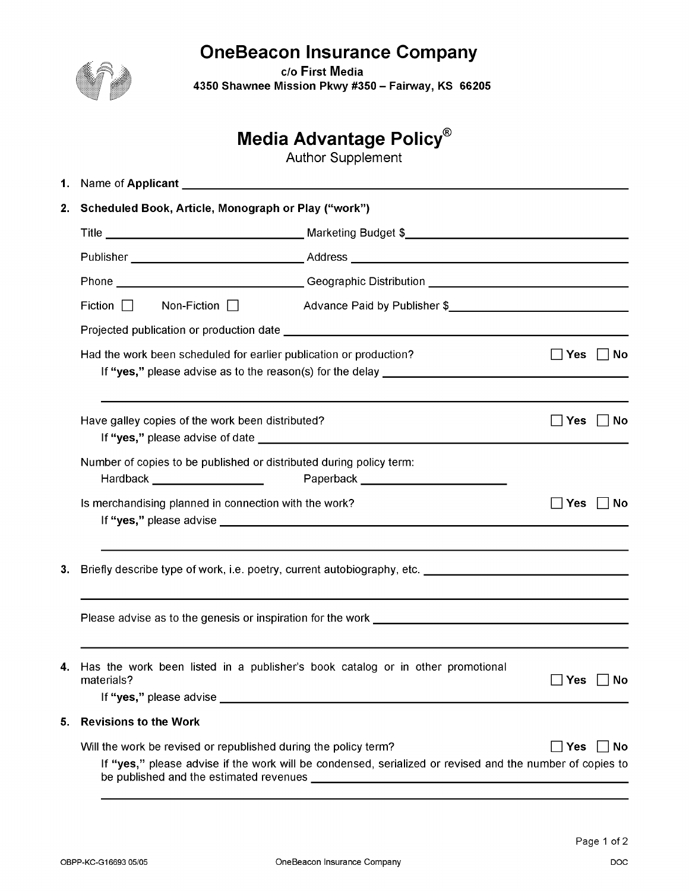# OneBeacon Insurance Company

c/o First Media
4350 Shawnee Mission Pkwy #350 – Fairway, KS 66205

## Media Advantage Policy®

Author Supplement

1. Name of **Applicant** ______________________________

2. **Scheduled Book, Article, Monograph or Play ("work")**

   Title ______________________ Marketing Budget $______________________

   Publisher ______________________ Address ______________________

   Phone ______________________ Geographic Distribution ______________________

   Fiction ☐ Non-Fiction ☐ Advance Paid by Publisher $______________________

   Projected publication or production date ______________________

   Had the work been scheduled for earlier publication or production? ☐ Yes ☐ No
   If **"yes,"** please advise as to the reason(s) for the delay ______________________

   Have galley copies of the work been distributed? ☐ Yes ☐ No
   If **"yes,"** please advise of date ______________________

   Number of copies to be published or distributed during policy term:
   Hardback ______________ Paperback ______________

   Is merchandising planned in connection with the work? ☐ Yes ☐ No
   If **"yes,"** please advise ______________________

3. Briefly describe type of work, i.e. poetry, current autobiography, etc. ______________________

   Please advise as to the genesis or inspiration for the work ______________________

4. Has the work been listed in a publisher's book catalog or in other promotional materials? ☐ Yes ☐ No
   If **"yes,"** please advise ______________________

5. **Revisions to the Work**

   Will the work be revised or republished during the policy term? ☐ Yes ☐ No
   If **"yes,"** please advise if the work will be condensed, serialized or revised and the number of copies to be published and the estimated revenues ______________________

OBPP-KC-G16693 05/05 OneBeacon Insurance Company DOC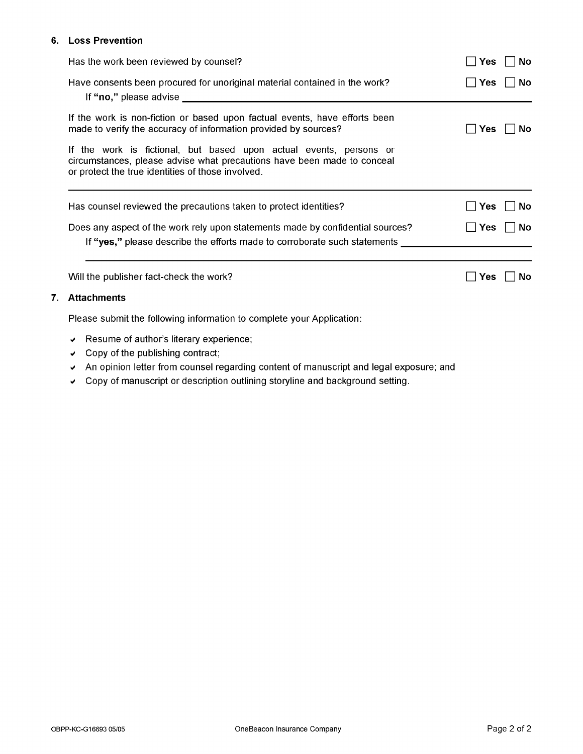## 6. Loss Prevention

Has the work been reviewed by counsel? ☐ **Yes** ☐ **No**

Have consents been procured for unoriginal material contained in the work? ☐ **Yes** ☐ **No**

If **"no,"** please advise ______________________________

If the work is non-fiction or based upon factual events, have efforts been made to verify the accuracy of information provided by sources? ☐ **Yes** ☐ **No**

If the work is fictional, but based upon actual events, persons or circumstances, please advise what precautions have been made to conceal or protect the true identities of those involved.

______________________________

Has counsel reviewed the precautions taken to protect identities? ☐ **Yes** ☐ **No**

Does any aspect of the work rely upon statements made by confidential sources? ☐ **Yes** ☐ **No**

If **"yes,"** please describe the efforts made to corroborate such statements ______________________________

______________________________

Will the publisher fact-check the work? ☐ **Yes** ☐ **No**

## 7. Attachments

Please submit the following information to complete your Application:

- ✔ Resume of author's literary experience;
- ✔ Copy of the publishing contract;
- ✔ An opinion letter from counsel regarding content of manuscript and legal exposure; and
- ✔ Copy of manuscript or description outlining storyline and background setting.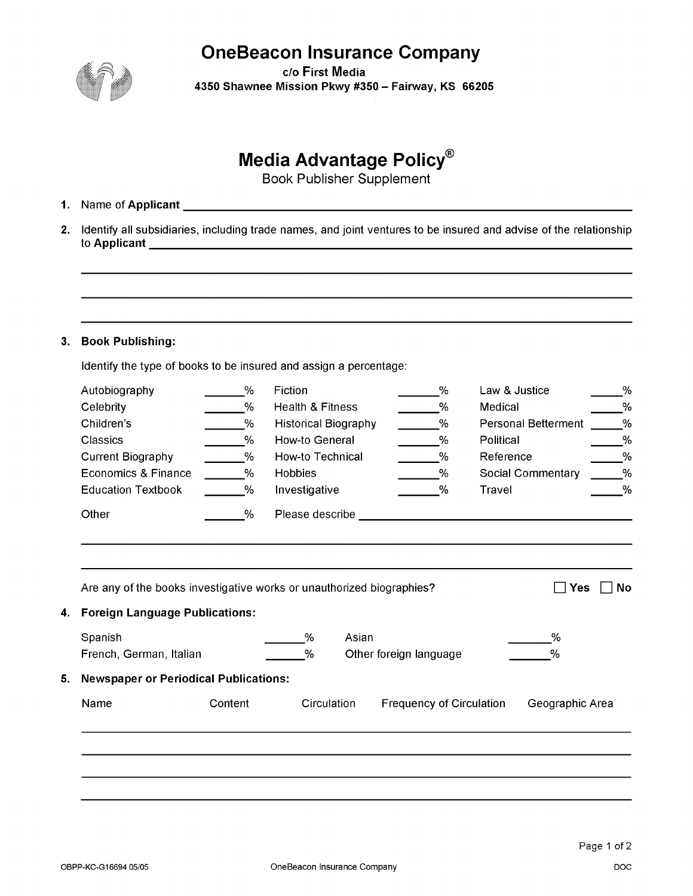# OneBeacon Insurance Company

c/o First Media
4350 Shawnee Mission Pkwy #350 – Fairway, KS 66205

## Media Advantage Policy®

Book Publisher Supplement

1. Name of **Applicant** ______________________________________________

2. Identify all subsidiaries, including trade names, and joint ventures to be insured and advise of the relationship to **Applicant** ______________________________________________

______________________________________________

______________________________________________

______________________________________________

3. **Book Publishing:**

Identify the type of books to be insured and assign a percentage:

| | | | | | |
|---|---|---|---|---|---|
| Autobiography | ______% | Fiction | ______% | Law & Justice | ______% |
| Celebrity | ______% | Health & Fitness | ______% | Medical | ______% |
| Children's | ______% | Historical Biography | ______% | Personal Betterment | ______% |
| Classics | ______% | How-to General | ______% | Political | ______% |
| Current Biography | ______% | How-to Technical | ______% | Reference | ______% |
| Economics & Finance | ______% | Hobbies | ______% | Social Commentary | ______% |
| Education Textbook | ______% | Investigative | ______% | Travel | ______% |

Other ______% Please describe ______________________________________________

______________________________________________

______________________________________________

Are any of the books investigative works or unauthorized biographies? ☐ Yes ☐ No

4. **Foreign Language Publications:**

| | | | |
|---|---|---|---|
| Spanish | ______% | Asian | ______% |
| French, German, Italian | ______% | Other foreign language | ______% |

5. **Newspaper or Periodical Publications:**

| Name | Content | Circulation | Frequency of Circulation | Geographic Area |
|---|---|---|---|---|
| | | | | |
| | | | | |
| | | | | |
| | | | | |

OBPP-KC-G16694 05/05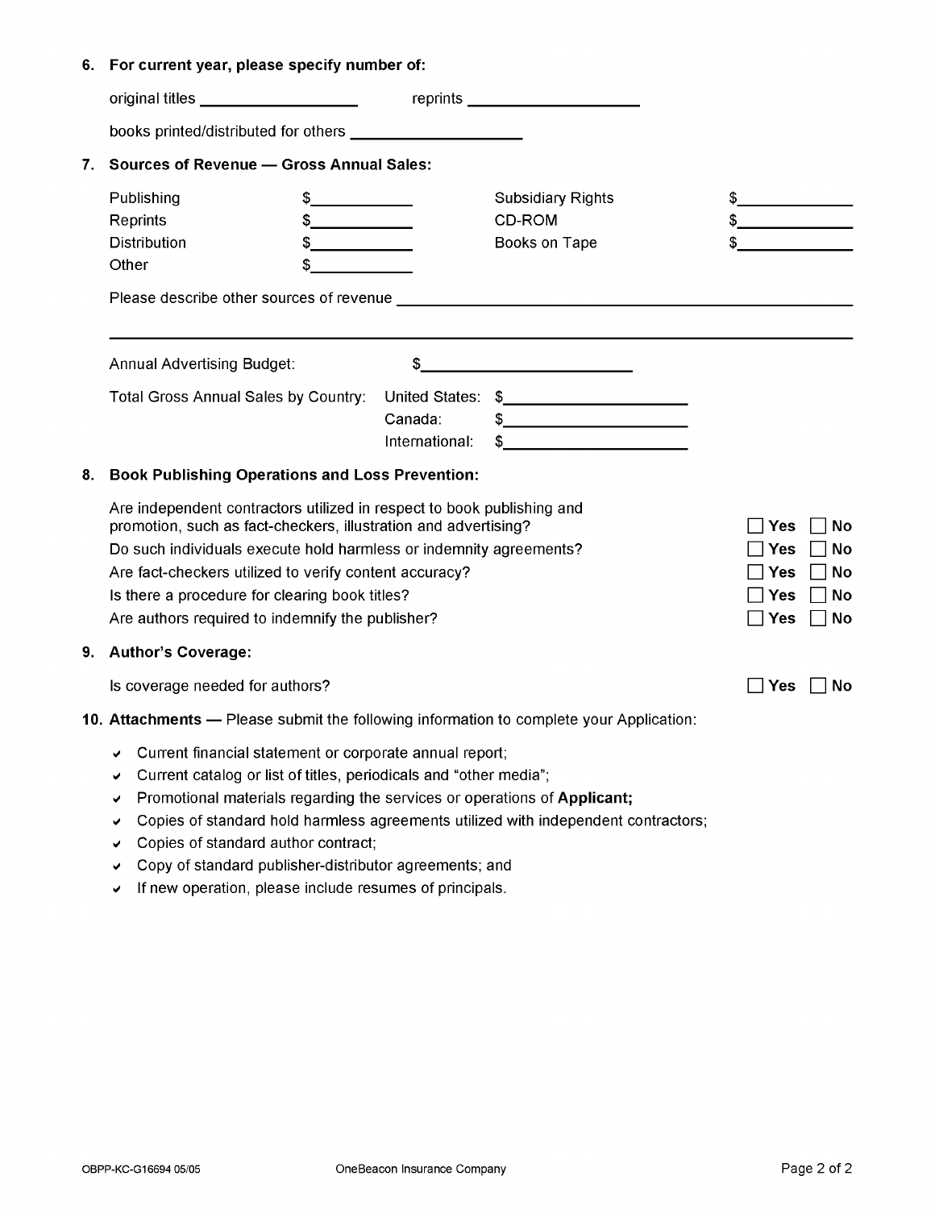**6. For current year, please specify number of:**

original titles ____________________ reprints ____________________

books printed/distributed for others ____________________

**7. Sources of Revenue — Gross Annual Sales:**

| | | | |
|---|---|---|---|
| Publishing | $____________ | Subsidiary Rights | $____________ |
| Reprints | $____________ | CD-ROM | $____________ |
| Distribution | $____________ | Books on Tape | $____________ |
| Other | $____________ | | |

Please describe other sources of revenue ______________________________________________________

______________________________________________________________________________

Annual Advertising Budget: $________________________

Total Gross Annual Sales by Country:

| | |
|---|---|
| United States: | $____________________ |
| Canada: | $____________________ |
| International: | $____________________ |

**8. Book Publishing Operations and Loss Prevention:**

Are independent contractors utilized in respect to book publishing and promotion, such as fact-checkers, illustration and advertising? ☐ **Yes** ☐ **No**

Do such individuals execute hold harmless or indemnity agreements? ☐ **Yes** ☐ **No**

Are fact-checkers utilized to verify content accuracy? ☐ **Yes** ☐ **No**

Is there a procedure for clearing book titles? ☐ **Yes** ☐ **No**

Are authors required to indemnify the publisher? ☐ **Yes** ☐ **No**

**9. Author's Coverage:**

Is coverage needed for authors? ☐ **Yes** ☐ **No**

**10. Attachments —** Please submit the following information to complete your Application:

- ✔ Current financial statement or corporate annual report;
- ✔ Current catalog or list of titles, periodicals and "other media";
- ✔ Promotional materials regarding the services or operations of **Applicant;**
- ✔ Copies of standard hold harmless agreements utilized with independent contractors;
- ✔ Copies of standard author contract;
- ✔ Copy of standard publisher-distributor agreements; and
- ✔ If new operation, please include resumes of principals.

OBPP-KC-G16694 05/05 OneBeacon Insurance Company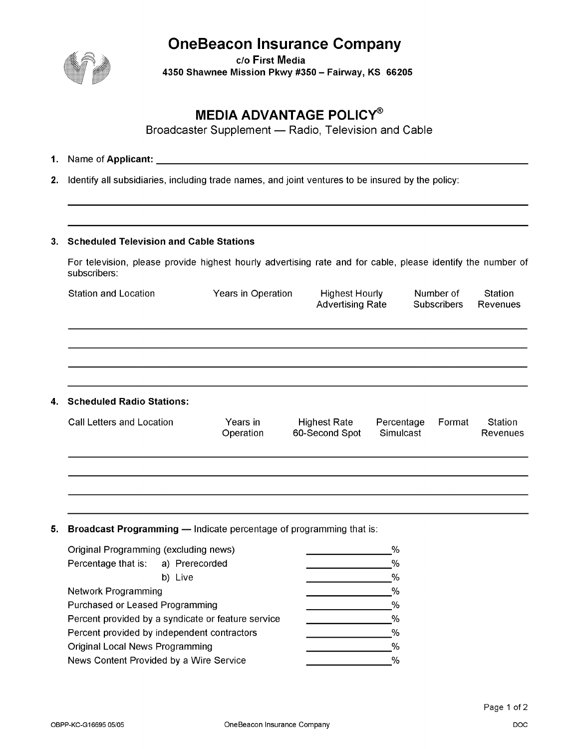# OneBeacon Insurance Company

c/o First Media
4350 Shawnee Mission Pkwy #350 – Fairway, KS 66205

## MEDIA ADVANTAGE POLICY®

Broadcaster Supplement — Radio, Television and Cable

1. Name of **Applicant:** ____________________

2. Identify all subsidiaries, including trade names, and joint ventures to be insured by the policy:

____________________

____________________

3. **Scheduled Television and Cable Stations**

For television, please provide highest hourly advertising rate and for cable, please identify the number of subscribers:

| Station and Location | Years in Operation | Highest Hourly Advertising Rate | Number of Subscribers | Station Revenues |
|---|---|---|---|---|
| | | | | |
| | | | | |
| | | | | |
| | | | | |

4. **Scheduled Radio Stations:**

| Call Letters and Location | Years in Operation | Highest Rate 60-Second Spot | Percentage Simulcast | Format | Station Revenues |
|---|---|---|---|---|---|
| | | | | | |
| | | | | | |
| | | | | | |
| | | | | | |

5. **Broadcast Programming** — Indicate percentage of programming that is:

| | |
|---|---|
| Original Programming (excluding news) | ______% |
| Percentage that is: a) Prerecorded | ______% |
| b) Live | ______% |
| Network Programming | ______% |
| Purchased or Leased Programming | ______% |
| Percent provided by a syndicate or feature service | ______% |
| Percent provided by independent contractors | ______% |
| Original Local News Programming | ______% |
| News Content Provided by a Wire Service | ______% |

OBPP-KC-G16695 05/05 OneBeacon Insurance Company DOC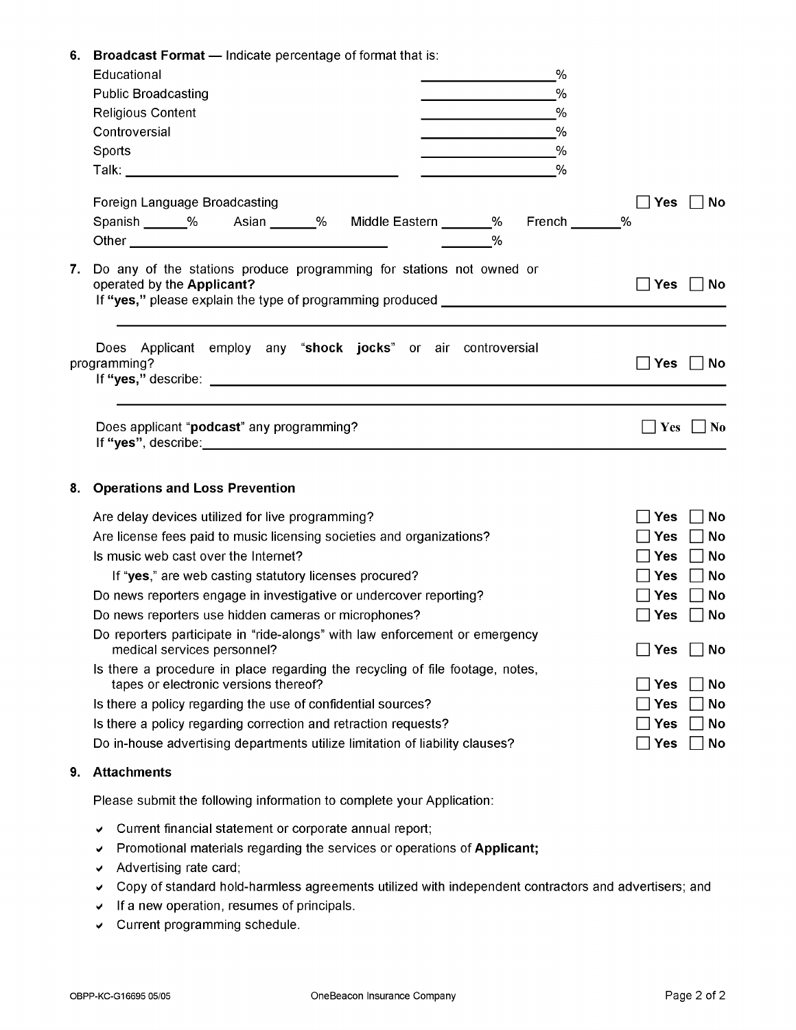6. **Broadcast Format** — Indicate percentage of format that is:

| | |
|---|---|
| Educational | ______________% |
| Public Broadcasting | ______________% |
| Religious Content | ______________% |
| Controversial | ______________% |
| Sports | ______________% |
| Talk: ______________________________ | ______________% |

Foreign Language Broadcasting ☐ **Yes** ☐ **No**

Spanish ______% Asian ______% Middle Eastern _______% French _______%

Other ______________________________ _______%

7. Do any of the stations produce programming for stations not owned or operated by the **Applicant?** ☐ **Yes** ☐ **No**

   If **"yes,"** please explain the type of programming produced ______________________________

   ______________________________________________________________________

   Does Applicant employ any "**shock jocks**" or air controversial programming? ☐ **Yes** ☐ **No**

   If **"yes,"** describe: ______________________________________________________________________

   ______________________________________________________________________

   Does applicant "**podcast**" any programming? ☐ **Yes** ☐ **No**

   If **"yes"**, describe: ______________________________________________________________________

8. **Operations and Loss Prevention**

| | |
|---|---|
| Are delay devices utilized for live programming? | ☐ **Yes** ☐ **No** |
| Are license fees paid to music licensing societies and organizations? | ☐ **Yes** ☐ **No** |
| Is music web cast over the Internet? | ☐ **Yes** ☐ **No** |
| If "**yes**," are web casting statutory licenses procured? | ☐ **Yes** ☐ **No** |
| Do news reporters engage in investigative or undercover reporting? | ☐ **Yes** ☐ **No** |
| Do news reporters use hidden cameras or microphones? | ☐ **Yes** ☐ **No** |
| Do reporters participate in "ride-alongs" with law enforcement or emergency medical services personnel? | ☐ **Yes** ☐ **No** |
| Is there a procedure in place regarding the recycling of file footage, notes, tapes or electronic versions thereof? | ☐ **Yes** ☐ **No** |
| Is there a policy regarding the use of confidential sources? | ☐ **Yes** ☐ **No** |
| Is there a policy regarding correction and retraction requests? | ☐ **Yes** ☐ **No** |
| Do in-house advertising departments utilize limitation of liability clauses? | ☐ **Yes** ☐ **No** |

9. **Attachments**

   Please submit the following information to complete your Application:

   - ✔ Current financial statement or corporate annual report;
   - ✔ Promotional materials regarding the services or operations of **Applicant;**
   - ✔ Advertising rate card;
   - ✔ Copy of standard hold-harmless agreements utilized with independent contractors and advertisers; and
   - ✔ If a new operation, resumes of principals.
   - ✔ Current programming schedule.

OBPP-KC-G16695 05/05 OneBeacon Insurance Company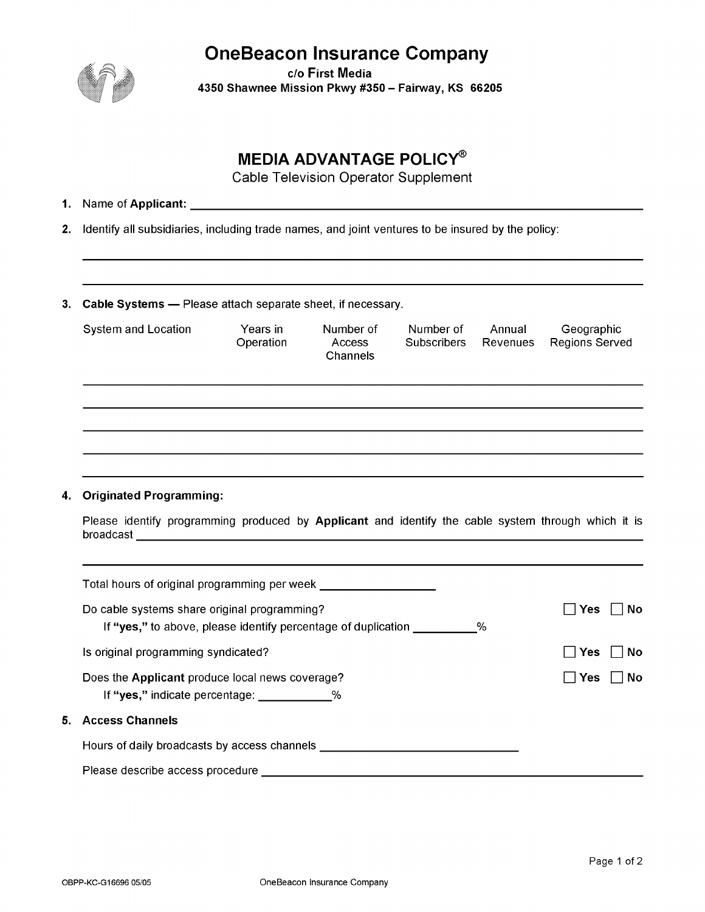# OneBeacon Insurance Company

c/o First Media
4350 Shawnee Mission Pkwy #350 – Fairway, KS 66205

## MEDIA ADVANTAGE POLICY®

Cable Television Operator Supplement

1. Name of **Applicant:** ______________________________

2. Identify all subsidiaries, including trade names, and joint ventures to be insured by the policy:

______________________________

______________________________

3. **Cable Systems —** Please attach separate sheet, if necessary.

| System and Location | Years in Operation | Number of Access Channels | Number of Subscribers | Annual Revenues | Geographic Regions Served |
|---|---|---|---|---|---|
| | | | | | |
| | | | | | |
| | | | | | |
| | | | | | |
| | | | | | |

4. **Originated Programming:**

Please identify programming produced by **Applicant** and identify the cable system through which it is broadcast ______________________________

______________________________

Total hours of original programming per week ______________

Do cable systems share original programming? ☐ Yes ☐ No

If **"yes,"** to above, please identify percentage of duplication __________%

Is original programming syndicated? ☐ Yes ☐ No

Does the **Applicant** produce local news coverage? ☐ Yes ☐ No

If **"yes,"** indicate percentage: __________%

5. **Access Channels**

Hours of daily broadcasts by access channels ______________________________

Please describe access procedure ______________________________

OBPP-KC-G16696 05/05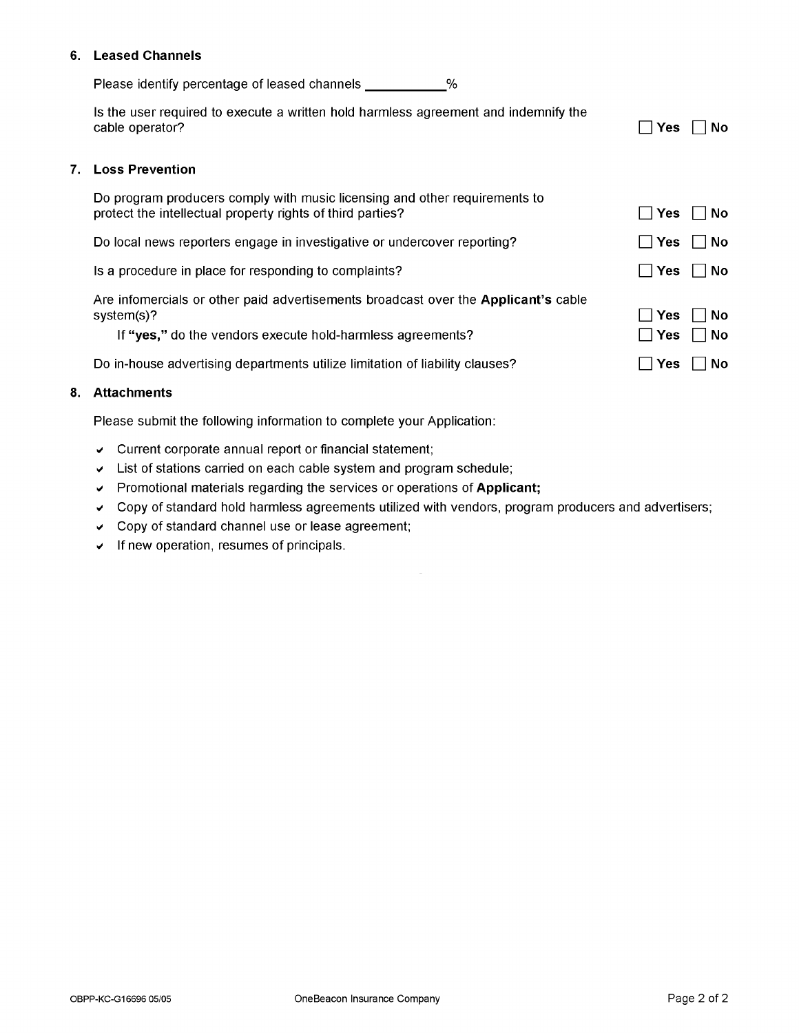## 6. Leased Channels

Please identify percentage of leased channels __________%

Is the user required to execute a written hold harmless agreement and indemnify the cable operator? ☐ **Yes** ☐ **No**

## 7. Loss Prevention

Do program producers comply with music licensing and other requirements to protect the intellectual property rights of third parties? ☐ **Yes** ☐ **No**

Do local news reporters engage in investigative or undercover reporting? ☐ **Yes** ☐ **No**

Is a procedure in place for responding to complaints? ☐ **Yes** ☐ **No**

Are infomercials or other paid advertisements broadcast over the **Applicant's** cable system(s)? ☐ **Yes** ☐ **No**

If **"yes,"** do the vendors execute hold-harmless agreements? ☐ **Yes** ☐ **No**

Do in-house advertising departments utilize limitation of liability clauses? ☐ **Yes** ☐ **No**

## 8. Attachments

Please submit the following information to complete your Application:

- ✔ Current corporate annual report or financial statement;
- ✔ List of stations carried on each cable system and program schedule;
- ✔ Promotional materials regarding the services or operations of **Applicant;**
- ✔ Copy of standard hold harmless agreements utilized with vendors, program producers and advertisers;
- ✔ Copy of standard channel use or lease agreement;
- ✔ If new operation, resumes of principals.

OBPP-KC-G16696 05/05 OneBeacon Insurance Company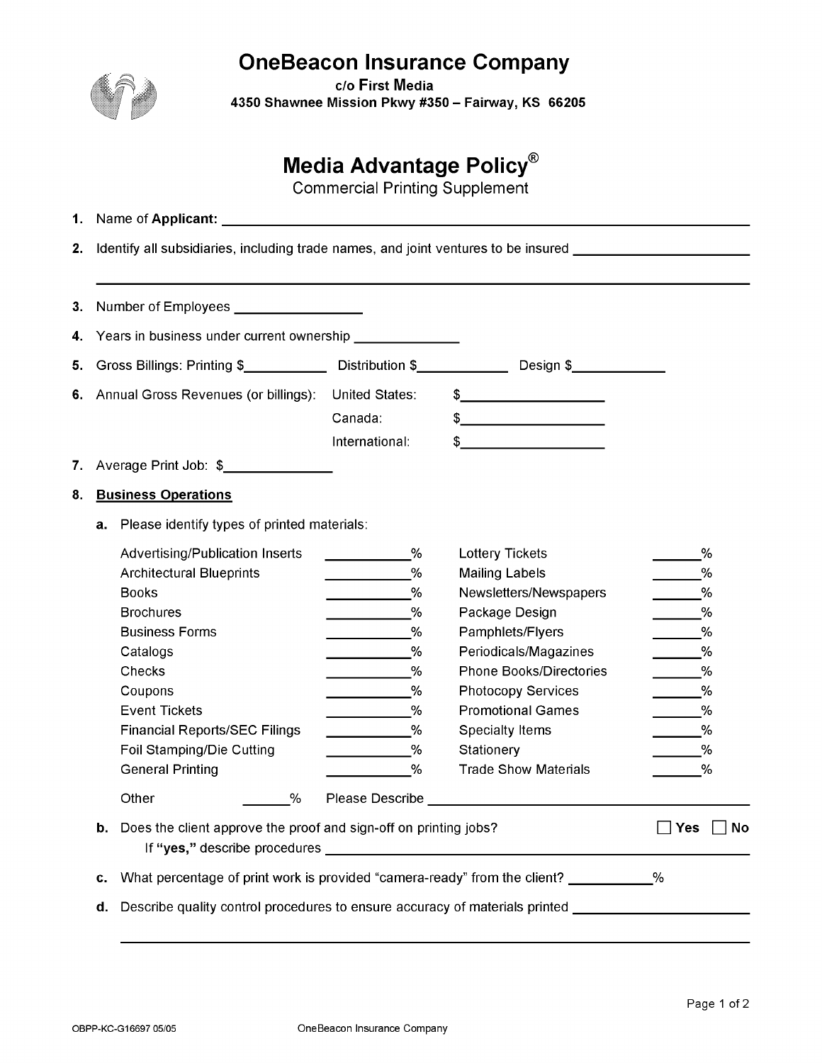# OneBeacon Insurance Company

c/o First Media
4350 Shawnee Mission Pkwy #350 – Fairway, KS 66205

## Media Advantage Policy®

Commercial Printing Supplement

1. Name of **Applicant:** ______________________________

2. Identify all subsidiaries, including trade names, and joint ventures to be insured ______________________________

3. Number of Employees ______________

4. Years in business under current ownership ______________

5. Gross Billings: Printing $__________ Distribution $__________ Design $__________

6. Annual Gross Revenues (or billings):
   - United States: $______________
   - Canada: $______________
   - International: $______________

7. Average Print Job: $______________

8. **Business Operations**

   **a.** Please identify types of printed materials:

   | | | | |
   |---|---|---|---|
   | Advertising/Publication Inserts | ______% | Lottery Tickets | ______% |
   | Architectural Blueprints | ______% | Mailing Labels | ______% |
   | Books | ______% | Newsletters/Newspapers | ______% |
   | Brochures | ______% | Package Design | ______% |
   | Business Forms | ______% | Pamphlets/Flyers | ______% |
   | Catalogs | ______% | Periodicals/Magazines | ______% |
   | Checks | ______% | Phone Books/Directories | ______% |
   | Coupons | ______% | Photocopy Services | ______% |
   | Event Tickets | ______% | Promotional Games | ______% |
   | Financial Reports/SEC Filings | ______% | Specialty Items | ______% |
   | Foil Stamping/Die Cutting | ______% | Stationery | ______% |
   | General Printing | ______% | Trade Show Materials | ______% |

   Other ______% Please Describe ______________________________

   **b.** Does the client approve the proof and sign-off on printing jobs? ☐ Yes ☐ No
   If **"yes,"** describe procedures ______________________________

   **c.** What percentage of print work is provided "camera-ready" from the client? __________%

   **d.** Describe quality control procedures to ensure accuracy of materials printed ______________________________

OBPP-KC-G16697 05/05 OneBeacon Insurance Company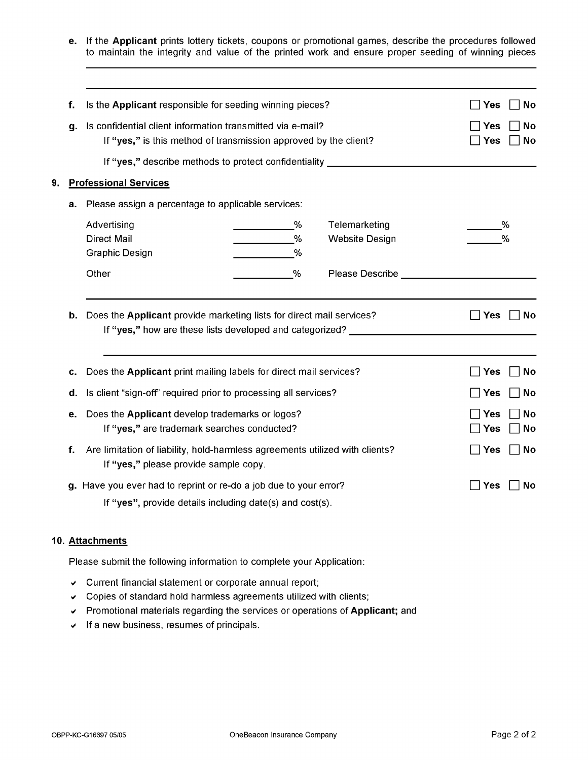**e.** If the **Applicant** prints lottery tickets, coupons or promotional games, describe the procedures followed to maintain the integrity and value of the printed work and ensure proper seeding of winning pieces ______________________________

______________________________

**f.** Is the **Applicant** responsible for seeding winning pieces? ☐ Yes ☐ No

**g.** Is confidential client information transmitted via e-mail? ☐ Yes ☐ No

If **"yes,"** is this method of transmission approved by the client? ☐ Yes ☐ No

If **"yes,"** describe methods to protect confidentiality ______________________________

## 9. Professional Services

**a.** Please assign a percentage to applicable services:

| | | | |
|---|---|---|---|
| Advertising | ________% | Telemarketing | ______% |
| Direct Mail | ________% | Website Design | ______% |
| Graphic Design | ________% | | |
| Other | ________% | Please Describe | ______________ |

______________________________

**b.** Does the **Applicant** provide marketing lists for direct mail services? ☐ Yes ☐ No

If **"yes,"** how are these lists developed and categorized? ______________________________

______________________________

**c.** Does the **Applicant** print mailing labels for direct mail services? ☐ Yes ☐ No

**d.** Is client "sign-off" required prior to processing all services? ☐ Yes ☐ No

**e.** Does the **Applicant** develop trademarks or logos? ☐ Yes ☐ No

If **"yes,"** are trademark searches conducted? ☐ Yes ☐ No

**f.** Are limitation of liability, hold-harmless agreements utilized with clients? ☐ Yes ☐ No

If **"yes,"** please provide sample copy.

**g.** Have you ever had to reprint or re-do a job due to your error? ☐ Yes ☐ No

If **"yes"**, provide details including date(s) and cost(s).

## 10. Attachments

Please submit the following information to complete your Application:

- Current financial statement or corporate annual report;
- Copies of standard hold harmless agreements utilized with clients;
- Promotional materials regarding the services or operations of **Applicant;** and
- If a new business, resumes of principals.

OBPP-KC-G16697 05/05 OneBeacon Insurance Company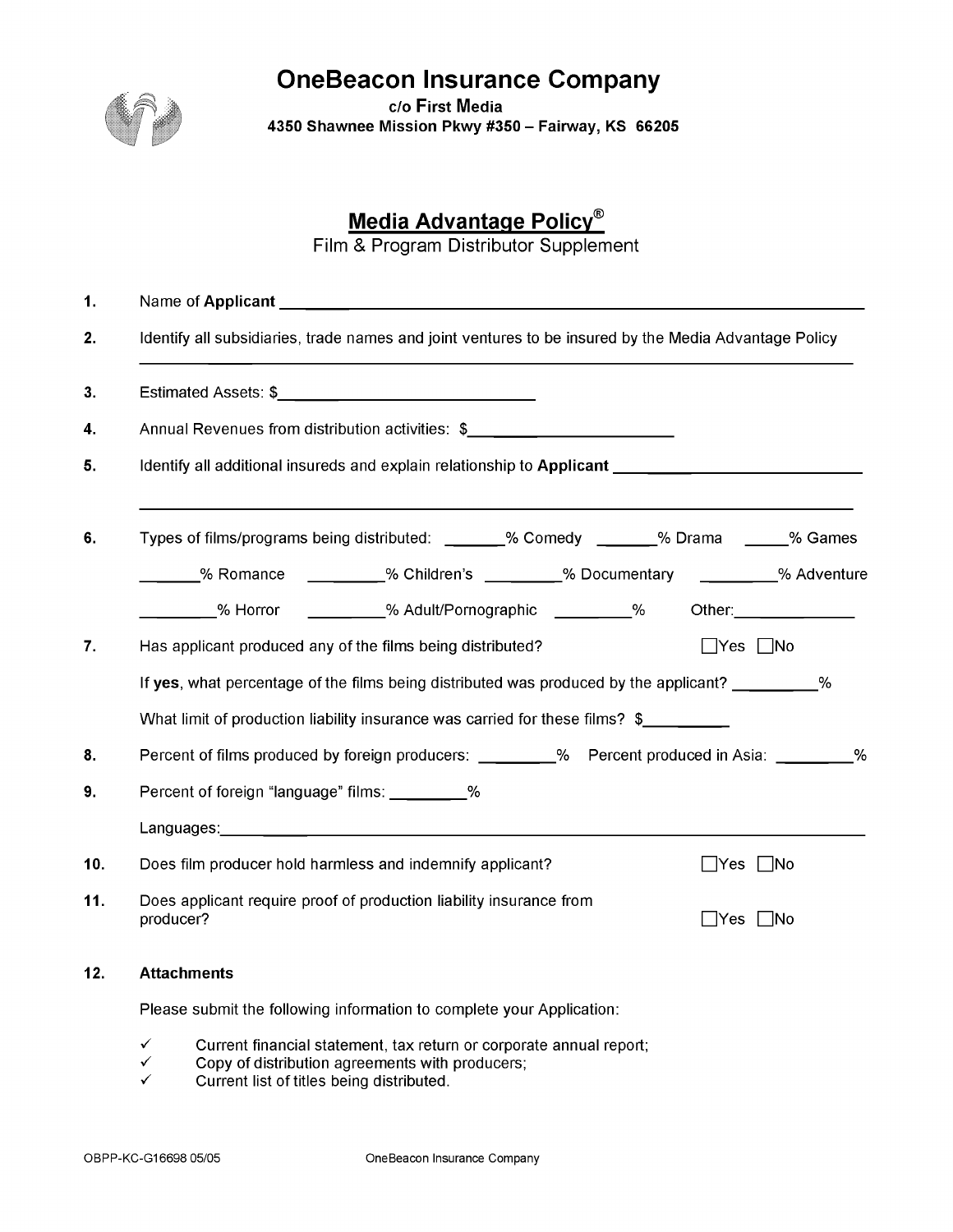# OneBeacon Insurance Company

c/o First Media
4350 Shawnee Mission Pkwy #350 – Fairway, KS 66205

## Media Advantage Policy®

Film & Program Distributor Supplement

1. Name of **Applicant** ______________________________________________

2. Identify all subsidiaries, trade names and joint ventures to be insured by the Media Advantage Policy
______________________________________________

3. Estimated Assets: $______________________

4. Annual Revenues from distribution activities: $____________________

5. Identify all additional insureds and explain relationship to **Applicant** ______________________
______________________________________________

6. Types of films/programs being distributed: ______% Comedy ______% Drama _____% Games
______% Romance ________% Children's ________% Documentary ________% Adventure
________% Horror ________% Adult/Pornographic ________% Other:_____________

7. Has applicant produced any of the films being distributed? ☐Yes ☐No

   If **yes**, what percentage of the films being distributed was produced by the applicant? _________%

   What limit of production liability insurance was carried for these films? $_________

8. Percent of films produced by foreign producers: ________% Percent produced in Asia: ________%

9. Percent of foreign "language" films: ________%

   Languages:______________________________________________

10. Does film producer hold harmless and indemnify applicant? ☐Yes ☐No

11. Does applicant require proof of production liability insurance from producer? ☐Yes ☐No

12. **Attachments**

    Please submit the following information to complete your Application:

    - ✓ Current financial statement, tax return or corporate annual report;
    - ✓ Copy of distribution agreements with producers;
    - ✓ Current list of titles being distributed.

OBPP-KC-G16698 05/05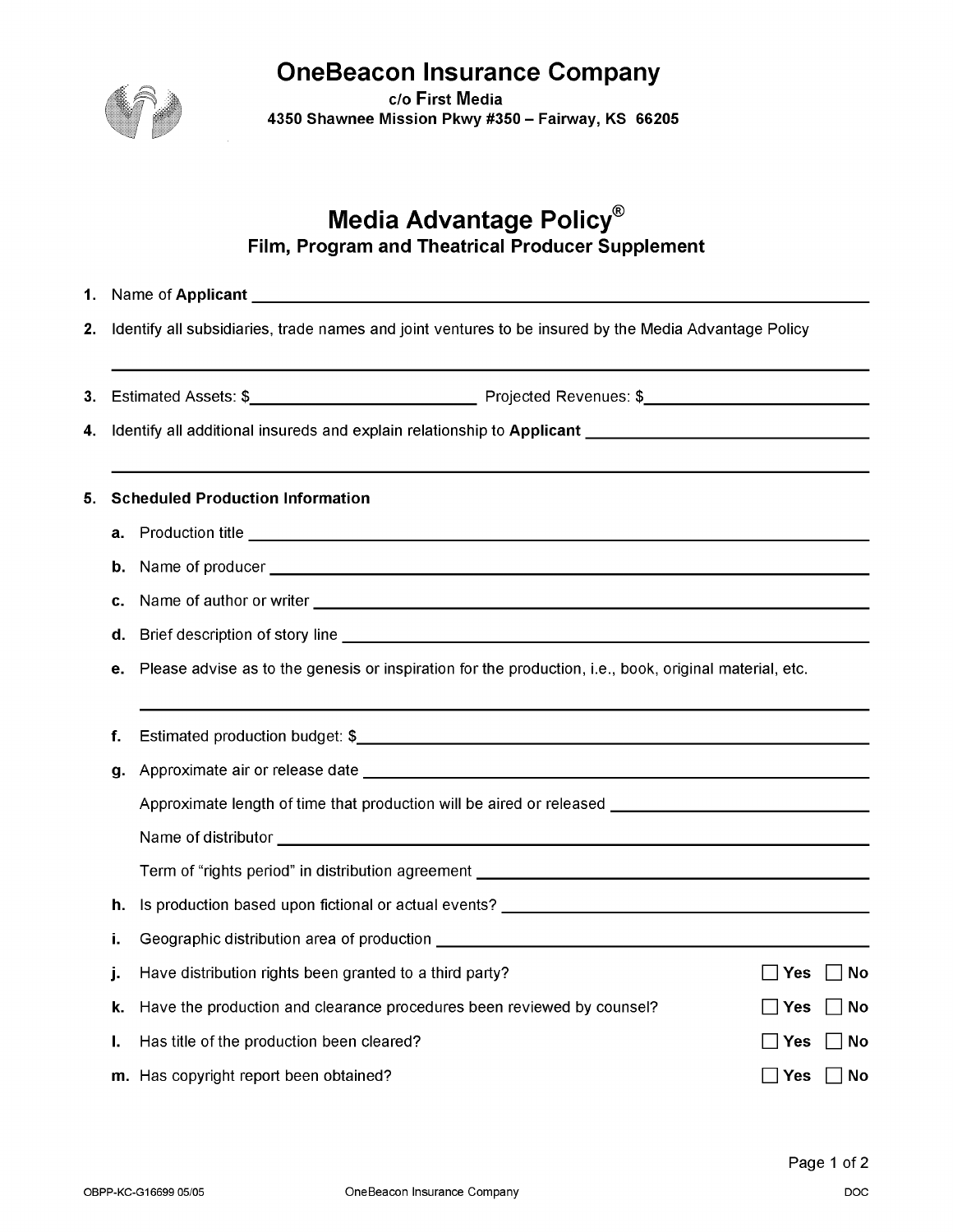# OneBeacon Insurance Company

c/o First Media
4350 Shawnee Mission Pkwy #350 – Fairway, KS 66205

## Media Advantage Policy®

### Film, Program and Theatrical Producer Supplement

1. Name of **Applicant** ______________________________

2. Identify all subsidiaries, trade names and joint ventures to be insured by the Media Advantage Policy

   ______________________________

3. Estimated Assets: $______________ Projected Revenues: $______________

4. Identify all additional insureds and explain relationship to **Applicant** ______________________________

   ______________________________

5. **Scheduled Production Information**

   **a.** Production title ______________________________

   **b.** Name of producer ______________________________

   **c.** Name of author or writer ______________________________

   **d.** Brief description of story line ______________________________

   **e.** Please advise as to the genesis or inspiration for the production, i.e., book, original material, etc.

   ______________________________

   **f.** Estimated production budget: $______________________________

   **g.** Approximate air or release date ______________________________

   Approximate length of time that production will be aired or released ______________________________

   Name of distributor ______________________________

   Term of "rights period" in distribution agreement ______________________________

   **h.** Is production based upon fictional or actual events? ______________________________

   **i.** Geographic distribution area of production ______________________________

   **j.** Have distribution rights been granted to a third party? ☐ Yes ☐ No

   **k.** Have the production and clearance procedures been reviewed by counsel? ☐ Yes ☐ No

   **l.** Has title of the production been cleared? ☐ Yes ☐ No

   **m.** Has copyright report been obtained? ☐ Yes ☐ No

OBPP-KC-G16699 05/05 OneBeacon Insurance Company DOC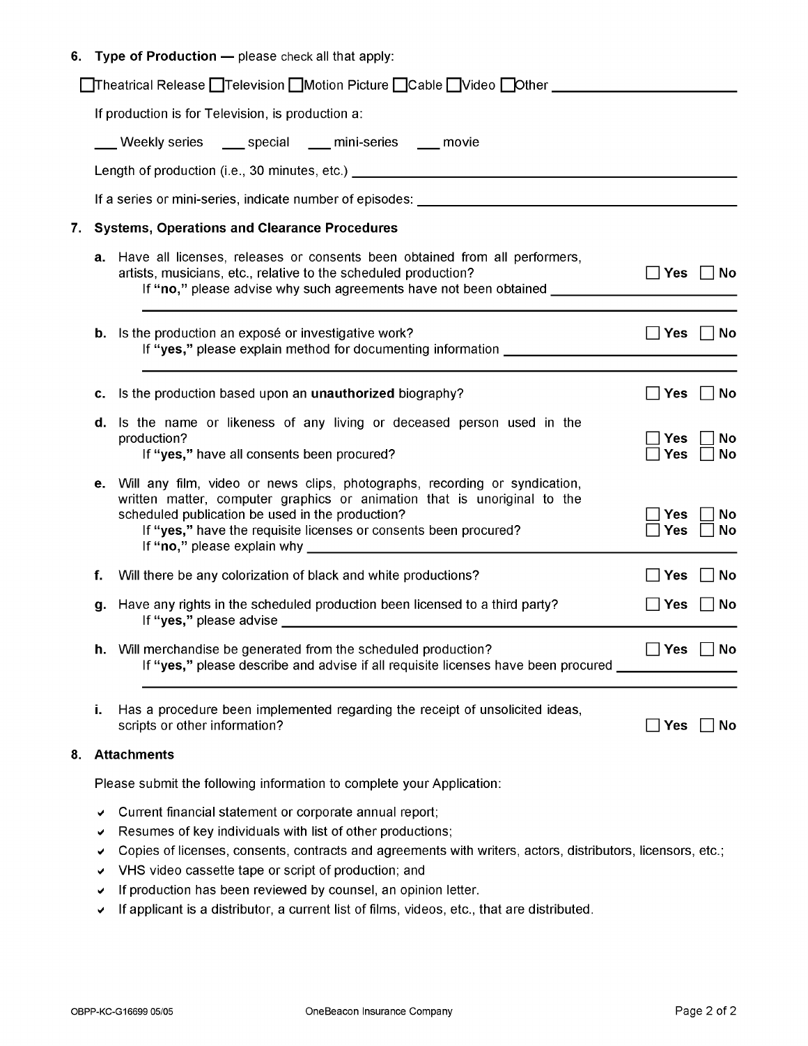6. **Type of Production — please** check all that apply:

☐ Theatrical Release ☐ Television ☐ Motion Picture ☐ Cable ☐ Video ☐ Other ____________________

If production is for Television, is production a:

___ Weekly series ___ special ___ mini-series ___ movie

Length of production (i.e., 30 minutes, etc.) ____________________

If a series or mini-series, indicate number of episodes: ____________________

7. **Systems, Operations and Clearance Procedures**

**a.** Have all licenses, releases or consents been obtained from all performers, artists, musicians, etc., relative to the scheduled production? ☐ **Yes** ☐ **No**
If **"no,"** please advise why such agreements have not been obtained ____________________

**b.** Is the production an exposé or investigative work? ☐ **Yes** ☐ **No**
If **"yes,"** please explain method for documenting information ____________________

**c.** Is the production based upon an **unauthorized** biography? ☐ **Yes** ☐ **No**

**d.** Is the name or likeness of any living or deceased person used in the production? ☐ **Yes** ☐ **No**
If **"yes,"** have all consents been procured? ☐ **Yes** ☐ **No**

**e.** Will any film, video or news clips, photographs, recording or syndication, written matter, computer graphics or animation that is unoriginal to the scheduled publication be used in the production? ☐ **Yes** ☐ **No**
If **"yes,"** have the requisite licenses or consents been procured? ☐ **Yes** ☐ **No**
If **"no,"** please explain why ____________________

**f.** Will there be any colorization of black and white productions? ☐ **Yes** ☐ **No**

**g.** Have any rights in the scheduled production been licensed to a third party? ☐ **Yes** ☐ **No**
If **"yes,"** please advise ____________________

**h.** Will merchandise be generated from the scheduled production? ☐ **Yes** ☐ **No**
If **"yes,"** please describe and advise if all requisite licenses have been procured ____________________

**i.** Has a procedure been implemented regarding the receipt of unsolicited ideas, scripts or other information? ☐ **Yes** ☐ **No**

8. **Attachments**

Please submit the following information to complete your Application:

- ✔ Current financial statement or corporate annual report;
- ✔ Resumes of key individuals with list of other productions;
- ✔ Copies of licenses, consents, contracts and agreements with writers, actors, distributors, licensors, etc.;
- ✔ VHS video cassette tape or script of production; and
- ✔ If production has been reviewed by counsel, an opinion letter.
- ✔ If applicant is a distributor, a current list of films, videos, etc., that are distributed.

OBPP-KC-G16699 05/05 OneBeacon Insurance Company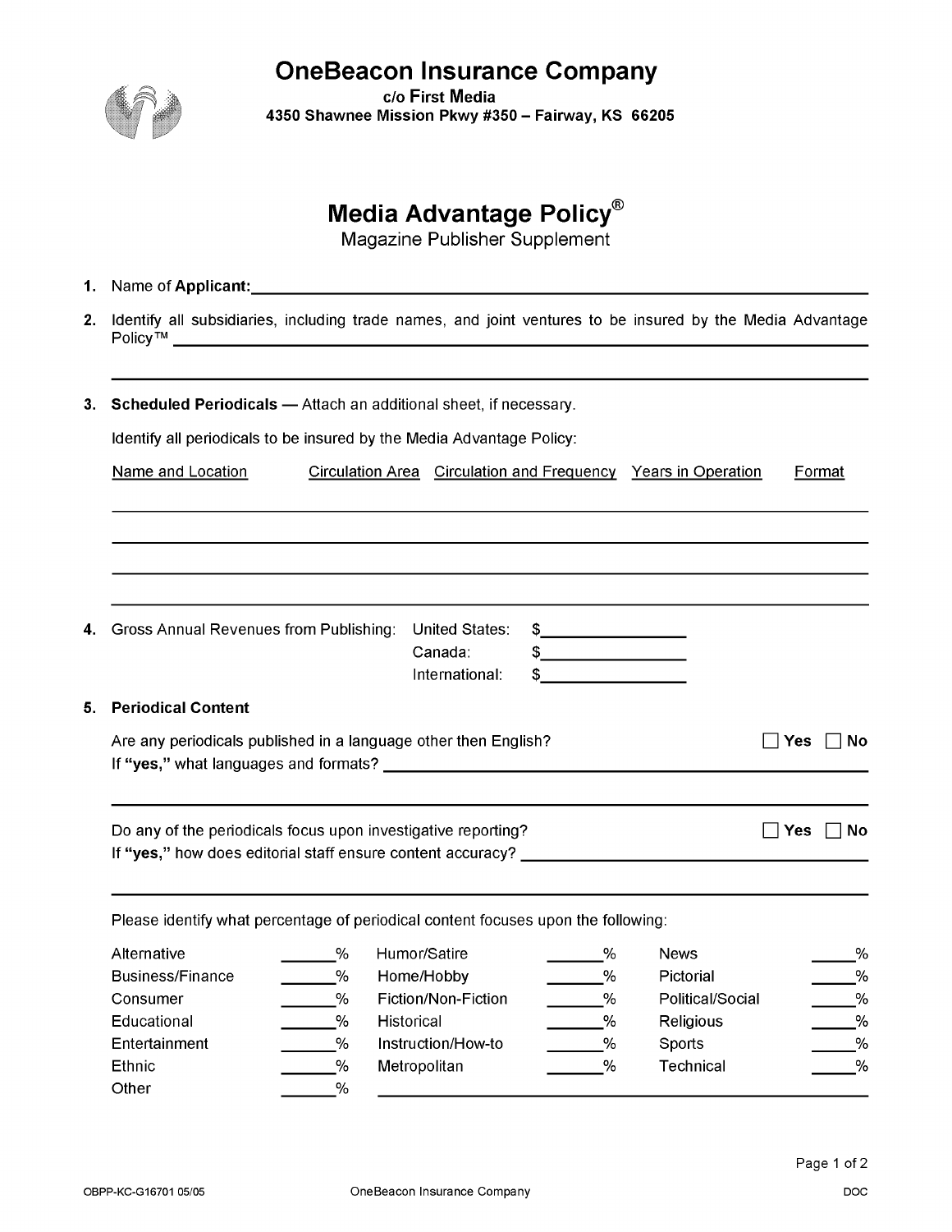# OneBeacon Insurance Company

c/o First Media
4350 Shawnee Mission Pkwy #350 – Fairway, KS 66205

## Media Advantage Policy®

Magazine Publisher Supplement

1. Name of **Applicant:** ______________________________

2. Identify all subsidiaries, including trade names, and joint ventures to be insured by the Media Advantage Policy™ ______________________________

3. **Scheduled Periodicals** — Attach an additional sheet, if necessary.

   Identify all periodicals to be insured by the Media Advantage Policy:

| Name and Location | Circulation Area | Circulation and Frequency | Years in Operation | Format |
|---|---|---|---|---|
| | | | | |
| | | | | |
| | | | | |
| | | | | |

4. Gross Annual Revenues from Publishing:
   - United States: $__________
   - Canada: $__________
   - International: $__________

5. **Periodical Content**

   Are any periodicals published in a language other then English? ☐ Yes ☐ No
   If **"yes,"** what languages and formats? ______________________________

   Do any of the periodicals focus upon investigative reporting? ☐ Yes ☐ No
   If **"yes,"** how does editorial staff ensure content accuracy? ______________________________

   Please identify what percentage of periodical content focuses upon the following:

| | | | | | |
|---|---|---|---|---|---|
| Alternative | ____% | Humor/Satire | ____% | News | ____% |
| Business/Finance | ____% | Home/Hobby | ____% | Pictorial | ____% |
| Consumer | ____% | Fiction/Non-Fiction | ____% | Political/Social | ____% |
| Educational | ____% | Historical | ____% | Religious | ____% |
| Entertainment | ____% | Instruction/How-to | ____% | Sports | ____% |
| Ethnic | ____% | Metropolitan | ____% | Technical | ____% |
| Other | ____% | ______________________________ | | | |

OBPP-KC-G16701 05/05 OneBeacon Insurance Company DOC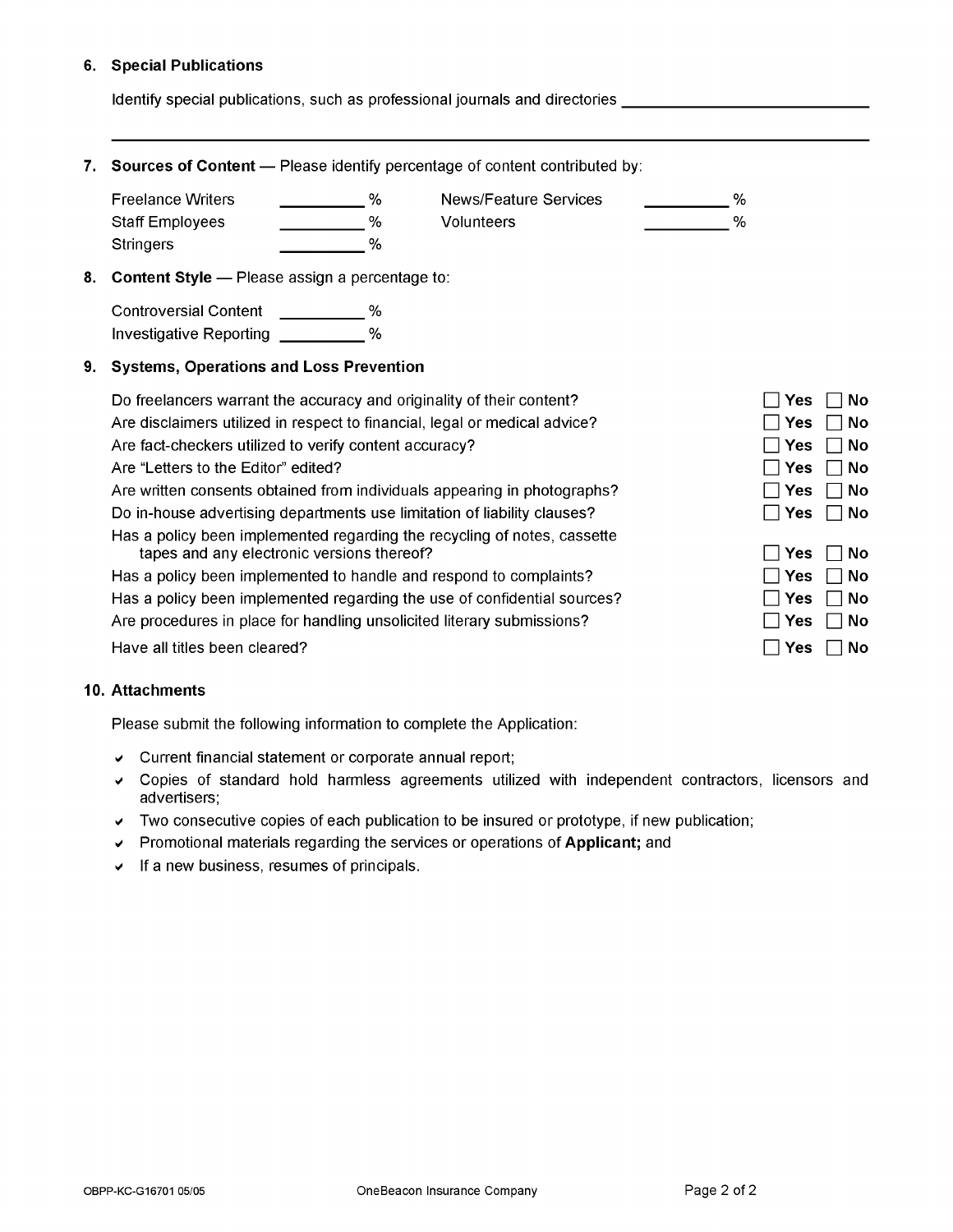## 6. Special Publications

Identify special publications, such as professional journals and directories ______________________________

______________________________________________________________________________

## 7. Sources of Content — Please identify percentage of content contributed by:

| | | | |
|---|---|---|---|
| Freelance Writers | _________ % | News/Feature Services | _________ % |
| Staff Employees | _________ % | Volunteers | _________ % |
| Stringers | _________ % | | |

## 8. Content Style — Please assign a percentage to:

Controversial Content _________ %

Investigative Reporting _________ %

## 9. Systems, Operations and Loss Prevention

| | |
|---|---|
| Do freelancers warrant the accuracy and originality of their content? | ☐ Yes ☐ No |
| Are disclaimers utilized in respect to financial, legal or medical advice? | ☐ Yes ☐ No |
| Are fact-checkers utilized to verify content accuracy? | ☐ Yes ☐ No |
| Are "Letters to the Editor" edited? | ☐ Yes ☐ No |
| Are written consents obtained from individuals appearing in photographs? | ☐ Yes ☐ No |
| Do in-house advertising departments use limitation of liability clauses? | ☐ Yes ☐ No |
| Has a policy been implemented regarding the recycling of notes, cassette tapes and any electronic versions thereof? | ☐ Yes ☐ No |
| Has a policy been implemented to handle and respond to complaints? | ☐ Yes ☐ No |
| Has a policy been implemented regarding the use of confidential sources? | ☐ Yes ☐ No |
| Are procedures in place for handling unsolicited literary submissions? | ☐ Yes ☐ No |
| Have all titles been cleared? | ☐ Yes ☐ No |

## 10. Attachments

Please submit the following information to complete the Application:

- ✔ Current financial statement or corporate annual report;
- ✔ Copies of standard hold harmless agreements utilized with independent contractors, licensors and advertisers;
- ✔ Two consecutive copies of each publication to be insured or prototype, if new publication;
- ✔ Promotional materials regarding the services or operations of **Applicant;** and
- ✔ If a new business, resumes of principals.

OBPP-KC-G16701 05/05 OneBeacon Insurance Company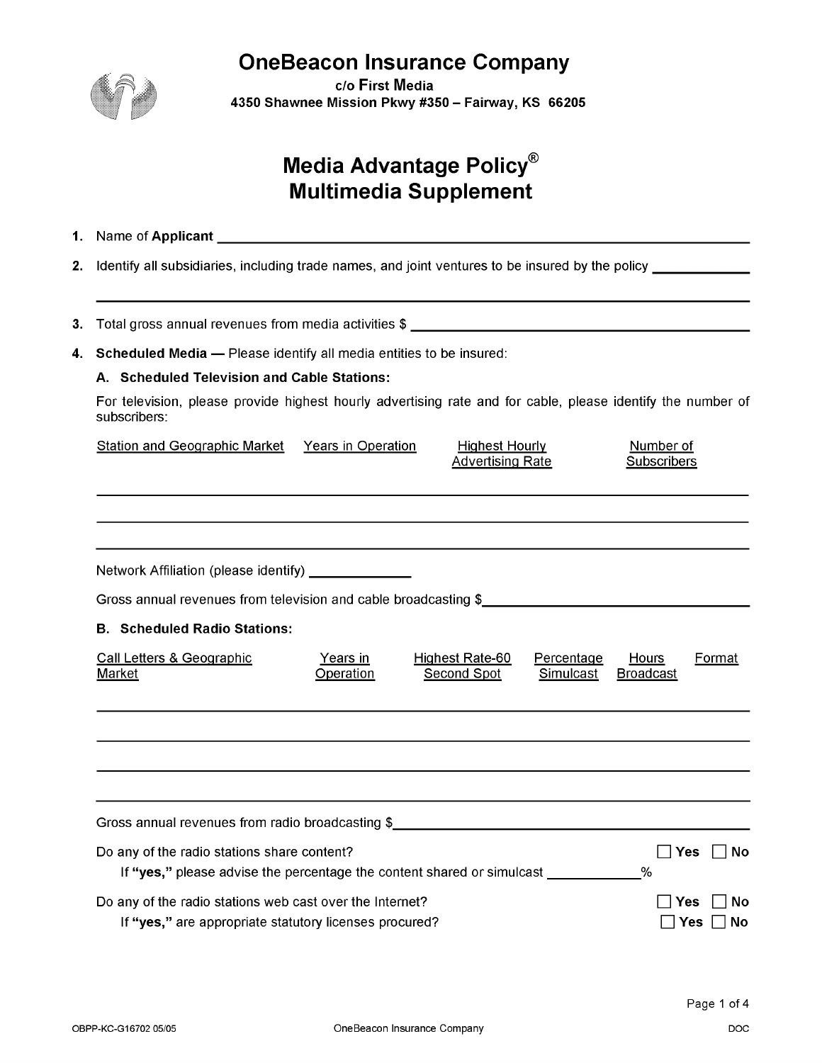# OneBeacon Insurance Company

c/o First Media
4350 Shawnee Mission Pkwy #350 – Fairway, KS 66205

## Media Advantage Policy®
## Multimedia Supplement

1. Name of **Applicant** ______________________________

2. Identify all subsidiaries, including trade names, and joint ventures to be insured by the policy ____________

______________________________

3. Total gross annual revenues from media activities $ ______________________________

4. **Scheduled Media —** Please identify all media entities to be insured:

   **A. Scheduled Television and Cable Stations:**

   For television, please provide highest hourly advertising rate and for cable, please identify the number of subscribers:

| Station and Geographic Market | Years in Operation | Highest Hourly Advertising Rate | Number of Subscribers |
|---|---|---|---|
| | | | |
| | | | |
| | | | |

   Network Affiliation (please identify) ____________

   Gross annual revenues from television and cable broadcasting $______________________________

   **B. Scheduled Radio Stations:**

| Call Letters & Geographic Market | Years in Operation | Highest Rate-60 Second Spot | Percentage Simulcast | Hours Broadcast | Format |
|---|---|---|---|---|---|
| | | | | | |
| | | | | | |
| | | | | | |
| | | | | | |

   Gross annual revenues from radio broadcasting $______________________________

   Do any of the radio stations share content? ☐ **Yes** ☐ **No**

   If **"yes,"** please advise the percentage the content shared or simulcast ____________%

   Do any of the radio stations web cast over the Internet? ☐ **Yes** ☐ **No**

   If **"yes,"** are appropriate statutory licenses procured? ☐ **Yes** ☐ **No**

OBPP-KC-G16702 05/05 OneBeacon Insurance Company DOC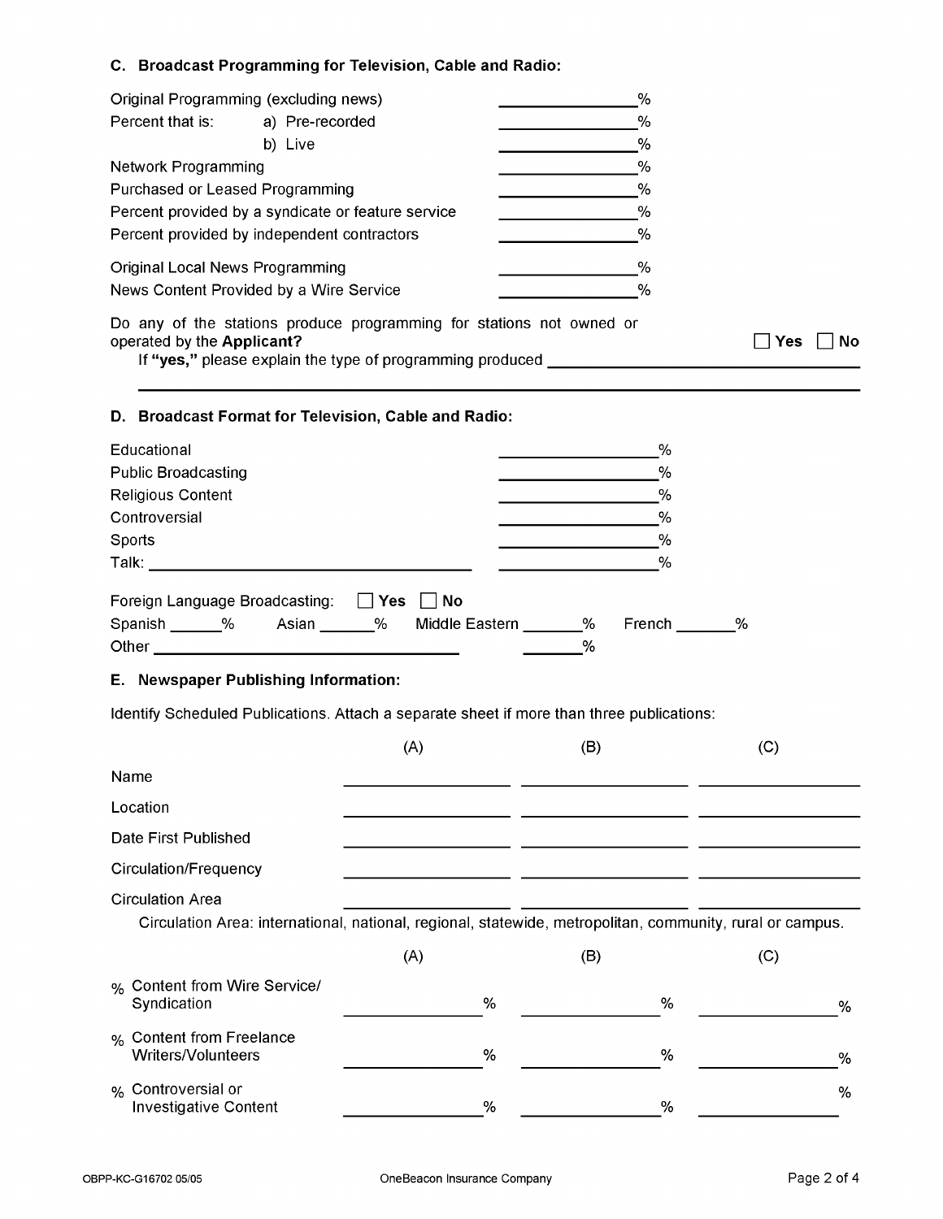### C. Broadcast Programming for Television, Cable and Radio:

| | |
|---|---|
| Original Programming (excluding news) | _______________% |
| Percent that is: a) Pre-recorded | _______________% |
| b) Live | _______________% |
| Network Programming | _______________% |
| Purchased or Leased Programming | _______________% |
| Percent provided by a syndicate or feature service | _______________% |
| Percent provided by independent contractors | _______________% |
| Original Local News Programming | _______________% |
| News Content Provided by a Wire Service | _______________% |

Do any of the stations produce programming for stations not owned or operated by the **Applicant?** ☐ Yes ☐ No

If **"yes,"** please explain the type of programming produced ________________________________________

________________________________________________________________________________

### D. Broadcast Format for Television, Cable and Radio:

| | |
|---|---|
| Educational | _________________% |
| Public Broadcasting | _________________% |
| Religious Content | _________________% |
| Controversial | _________________% |
| Sports | _________________% |
| Talk: ________________________________ | _________________% |

Foreign Language Broadcasting: ☐ Yes ☐ No

Spanish ______% Asian ______% Middle Eastern _______% French _______%

Other ________________________________ _______%

### E. Newspaper Publishing Information:

Identify Scheduled Publications. Attach a separate sheet if more than three publications:

| | (A) | (B) | (C) |
|---|---|---|---|
| Name | | | |
| Location | | | |
| Date First Published | | | |
| Circulation/Frequency | | | |
| Circulation Area | | | |

Circulation Area: international, national, regional, statewide, metropolitan, community, rural or campus.

| | (A) | (B) | (C) |
|---|---|---|---|
| % Content from Wire Service/ Syndication | % | % | % |
| % Content from Freelance Writers/Volunteers | % | % | % |
| % Controversial or Investigative Content | % | % | % |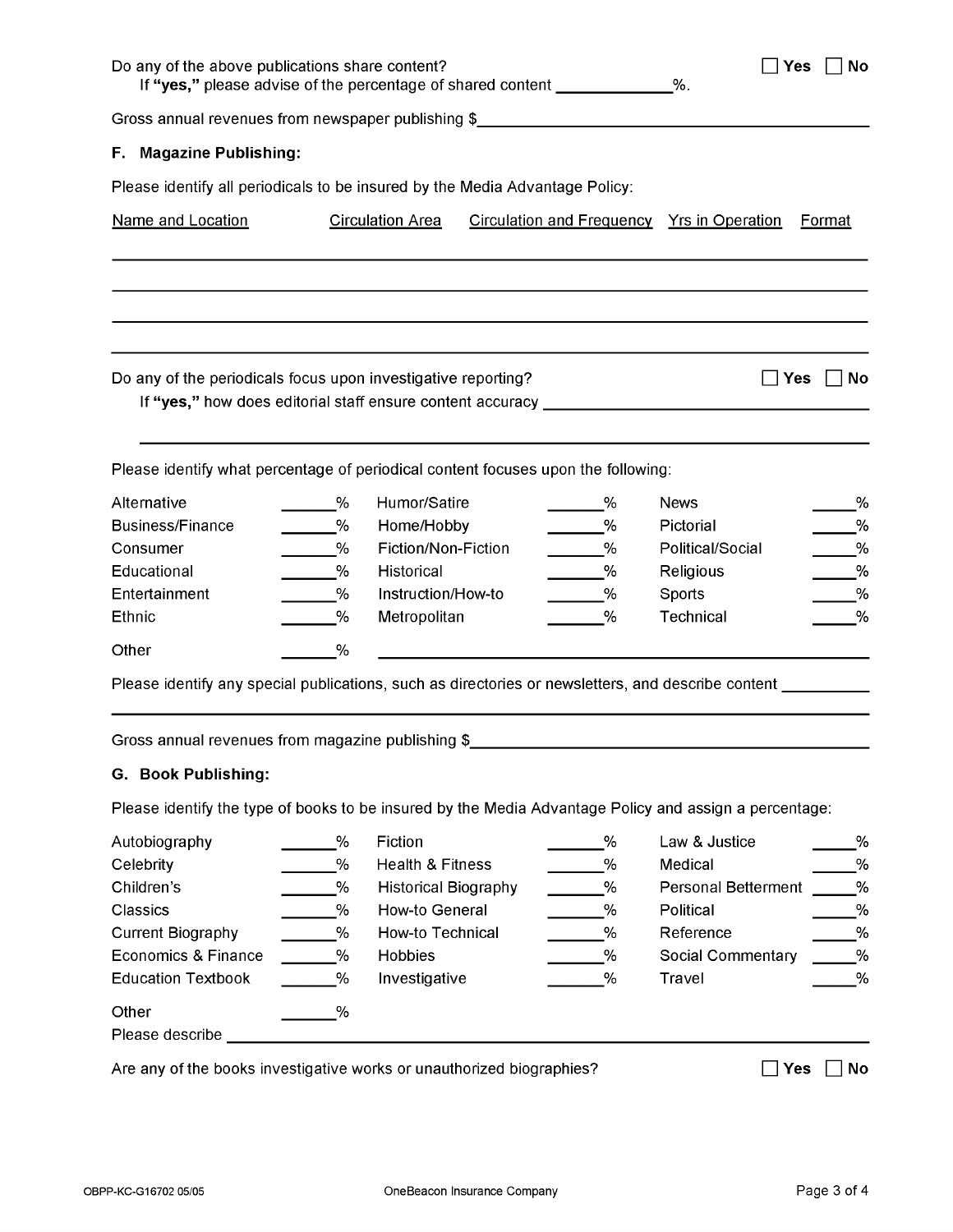Do any of the above publications share content? ☐ Yes ☐ No

If **"yes,"** please advise of the percentage of shared content ____________%.

Gross annual revenues from newspaper publishing $________________________________________

### F. Magazine Publishing:

Please identify all periodicals to be insured by the Media Advantage Policy:

| Name and Location | Circulation Area | Circulation and Frequency | Yrs in Operation | Format |
|---|---|---|---|---|
| | | | | |
| | | | | |
| | | | | |
| | | | | |

Do any of the periodicals focus upon investigative reporting? ☐ Yes ☐ No

If **"yes,"** how does editorial staff ensure content accuracy ________________________________

________________________________________________________________________

Please identify what percentage of periodical content focuses upon the following:

| | | | | | |
|---|---|---|---|---|---|
| Alternative | ______% | Humor/Satire | ______% | News | _____% |
| Business/Finance | ______% | Home/Hobby | ______% | Pictorial | _____% |
| Consumer | ______% | Fiction/Non-Fiction | ______% | Political/Social | _____% |
| Educational | ______% | Historical | ______% | Religious | _____% |
| Entertainment | ______% | Instruction/How-to | ______% | Sports | _____% |
| Ethnic | ______% | Metropolitan | ______% | Technical | _____% |

Other ______% ________________________________________________

Please identify any special publications, such as directories or newsletters, and describe content __________

________________________________________________________________________

Gross annual revenues from magazine publishing $________________________________________

### G. Book Publishing:

Please identify the type of books to be insured by the Media Advantage Policy and assign a percentage:

| | | | | | |
|---|---|---|---|---|---|
| Autobiography | ______% | Fiction | ______% | Law & Justice | _____% |
| Celebrity | ______% | Health & Fitness | ______% | Medical | _____% |
| Children's | ______% | Historical Biography | ______% | Personal Betterment | _____% |
| Classics | ______% | How-to General | ______% | Political | _____% |
| Current Biography | ______% | How-to Technical | ______% | Reference | _____% |
| Economics & Finance | ______% | Hobbies | ______% | Social Commentary | _____% |
| Education Textbook | ______% | Investigative | ______% | Travel | _____% |

Other ______%

Please describe ________________________________________________________________

Are any of the books investigative works or unauthorized biographies? ☐ Yes ☐ No

OBPP-KC-G16702 05/05 OneBeacon Insurance Company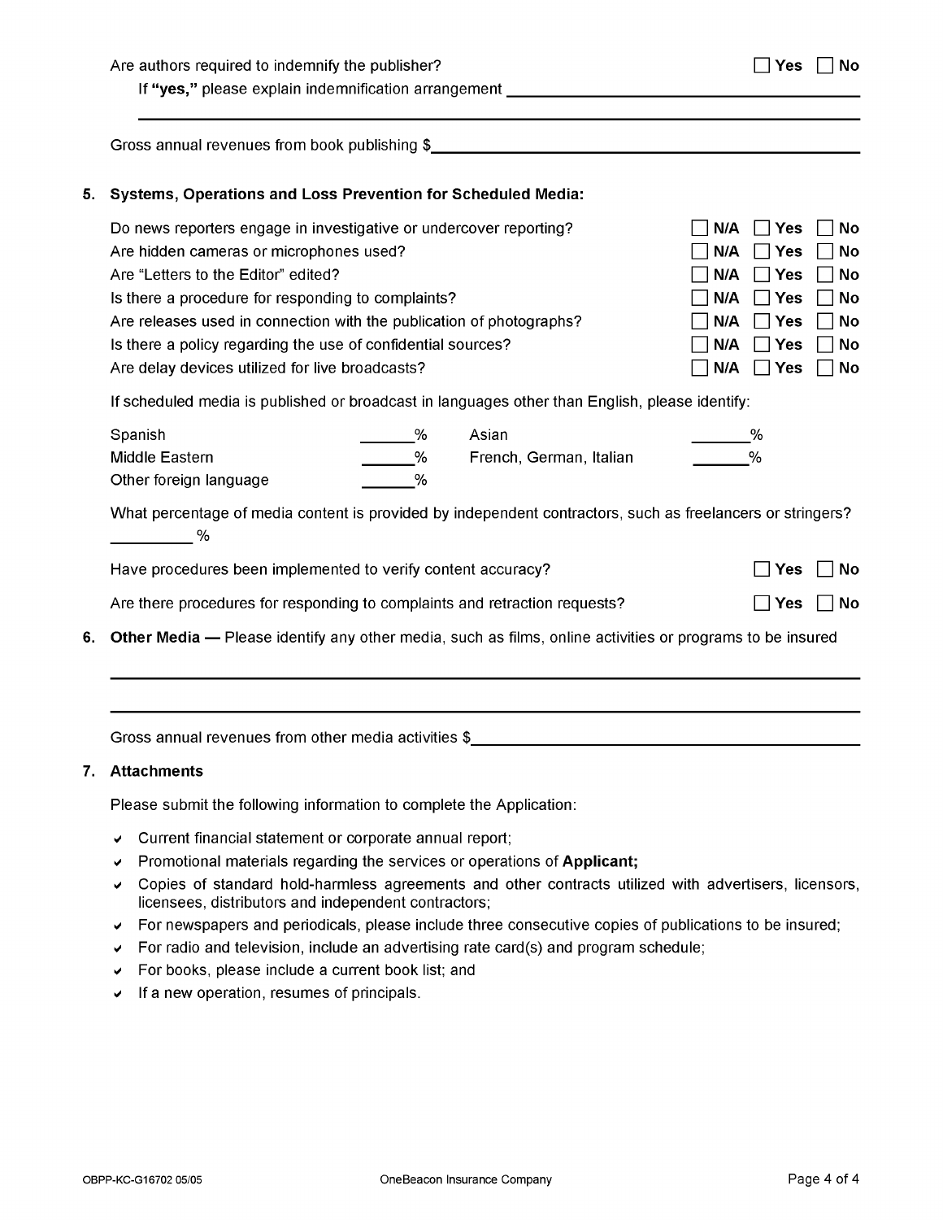Are authors required to indemnify the publisher? ☐ Yes ☐ No

If **"yes,"** please explain indemnification arrangement ______________________________

______________________________________________________________________

Gross annual revenues from book publishing $______________________________

## 5. Systems, Operations and Loss Prevention for Scheduled Media:

| | | | |
|---|---|---|---|
| Do news reporters engage in investigative or undercover reporting? | ☐ N/A | ☐ Yes | ☐ No |
| Are hidden cameras or microphones used? | ☐ N/A | ☐ Yes | ☐ No |
| Are "Letters to the Editor" edited? | ☐ N/A | ☐ Yes | ☐ No |
| Is there a procedure for responding to complaints? | ☐ N/A | ☐ Yes | ☐ No |
| Are releases used in connection with the publication of photographs? | ☐ N/A | ☐ Yes | ☐ No |
| Is there a policy regarding the use of confidential sources? | ☐ N/A | ☐ Yes | ☐ No |
| Are delay devices utilized for live broadcasts? | ☐ N/A | ☐ Yes | ☐ No |

If scheduled media is published or broadcast in languages other than English, please identify:

| | | | |
|---|---|---|---|
| Spanish | ______% | Asian | ______% |
| Middle Eastern | ______% | French, German, Italian | ______% |
| Other foreign language | ______% | | |

What percentage of media content is provided by independent contractors, such as freelancers or stringers? ________%

Have procedures been implemented to verify content accuracy? ☐ Yes ☐ No

Are there procedures for responding to complaints and retraction requests? ☐ Yes ☐ No

## 6. Other Media — Please identify any other media, such as films, online activities or programs to be insured

______________________________________________________________________

______________________________________________________________________

Gross annual revenues from other media activities $______________________________

## 7. Attachments

Please submit the following information to complete the Application:

- ✔ Current financial statement or corporate annual report;
- ✔ Promotional materials regarding the services or operations of **Applicant;**
- ✔ Copies of standard hold-harmless agreements and other contracts utilized with advertisers, licensors, licensees, distributors and independent contractors;
- ✔ For newspapers and periodicals, please include three consecutive copies of publications to be insured;
- ✔ For radio and television, include an advertising rate card(s) and program schedule;
- ✔ For books, please include a current book list; and
- ✔ If a new operation, resumes of principals.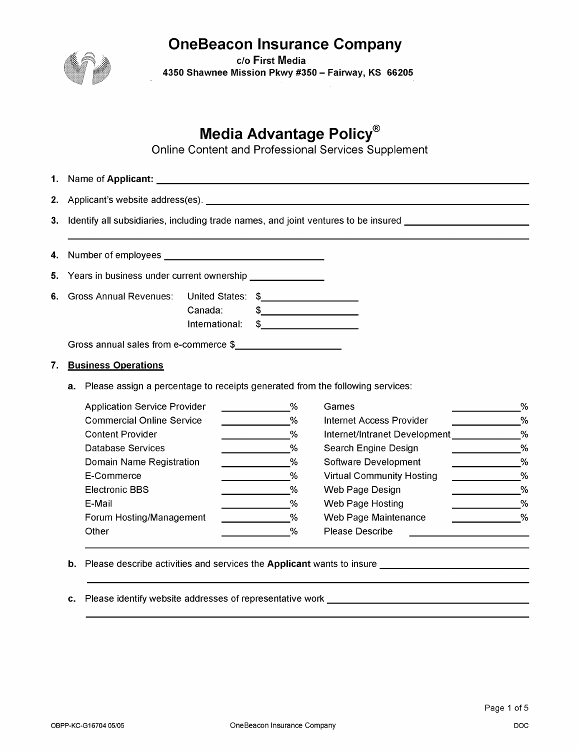# OneBeacon Insurance Company

c/o First Media
4350 Shawnee Mission Pkwy #350 – Fairway, KS 66205

## Media Advantage Policy®

Online Content and Professional Services Supplement

1. Name of **Applicant:** ____________________
2. Applicant's website address(es). ____________________
3. Identify all subsidiaries, including trade names, and joint ventures to be insured ____________________
4. Number of employees ____________________
5. Years in business under current ownership ____________
6. Gross Annual Revenues: United States: $____________ Canada: $____________ International: $____________

   Gross annual sales from e-commerce $____________

7. **Business Operations**

   **a.** Please assign a percentage to receipts generated from the following services:

| | | | |
|---|---|---|---|
| Application Service Provider | ________% | Games | ________% |
| Commercial Online Service | ________% | Internet Access Provider | ________% |
| Content Provider | ________% | Internet/Intranet Development | ________% |
| Database Services | ________% | Search Engine Design | ________% |
| Domain Name Registration | ________% | Software Development | ________% |
| E-Commerce | ________% | Virtual Community Hosting | ________% |
| Electronic BBS | ________% | Web Page Design | ________% |
| E-Mail | ________% | Web Page Hosting | ________% |
| Forum Hosting/Management | ________% | Web Page Maintenance | ________% |
| Other | ________% | Please Describe | ____________ |

   **b.** Please describe activities and services the **Applicant** wants to insure ____________________

   **c.** Please identify website addresses of representative work ____________________

OBPP-KC-G16704 05/05 OneBeacon Insurance Company DOC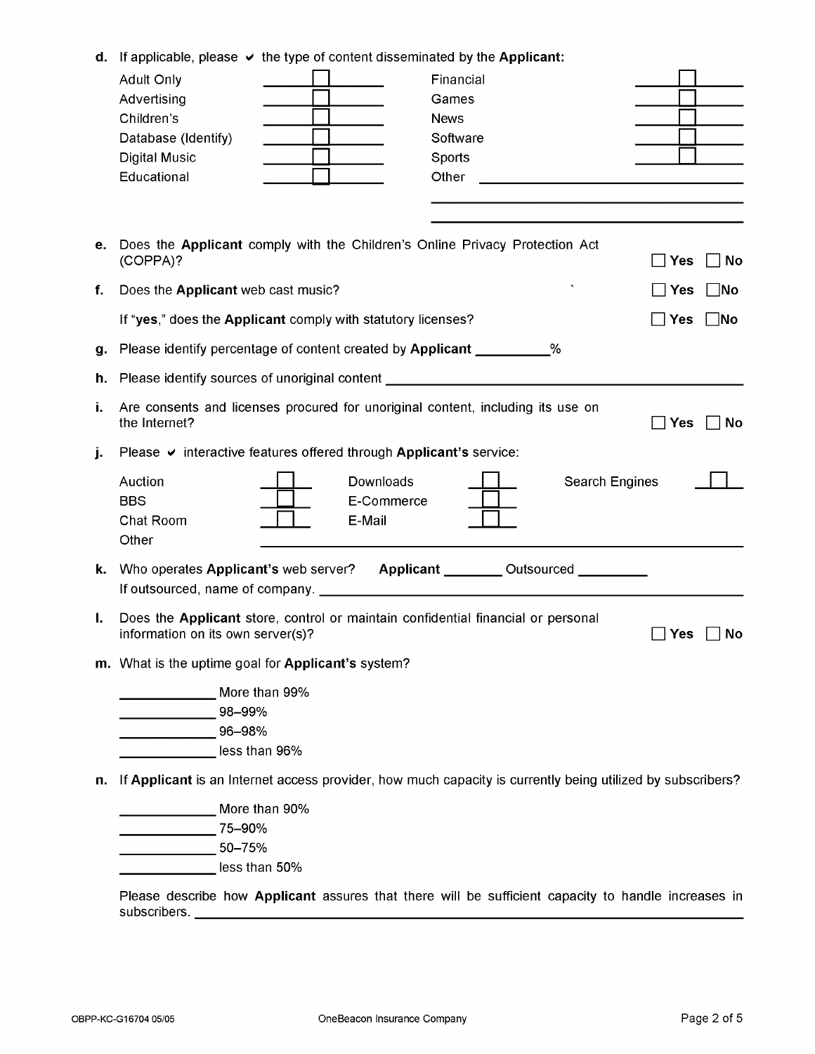**d.** If applicable, please ✔ the type of content disseminated by the **Applicant:**

| | | | |
|---|---|---|---|
| Adult Only | ☐ | Financial | ☐ |
| Advertising | ☐ | Games | ☐ |
| Children's | ☐ | News | ☐ |
| Database (Identify) | ☐ | Software | ☐ |
| Digital Music | ☐ | Sports | ☐ |
| Educational | ☐ | Other | ________________ |

**e.** Does the **Applicant** comply with the Children's Online Privacy Protection Act (COPPA)? ☐ Yes ☐ No

**f.** Does the **Applicant** web cast music? ☐ Yes ☐ No

If "**yes**," does the **Applicant** comply with statutory licenses? ☐ Yes ☐ No

**g.** Please identify percentage of content created by **Applicant** __________%

**h.** Please identify sources of unoriginal content ______________________________

**i.** Are consents and licenses procured for unoriginal content, including its use on the Internet? ☐ Yes ☐ No

**j.** Please ✔ interactive features offered through **Applicant's** service:

| | | | | | |
|---|---|---|---|---|---|
| Auction | ☐ | Downloads | ☐ | Search Engines | ☐ |
| BBS | ☐ | E-Commerce | ☐ | | |
| Chat Room | ☐ | E-Mail | ☐ | | |
| Other | ________________ | | | | |

**k.** Who operates **Applicant's** web server? **Applicant** ________ Outsourced _________

If outsourced, name of company. ______________________________

**l.** Does the **Applicant** store, control or maintain confidential financial or personal information on its own server(s)? ☐ Yes ☐ No

**m.** What is the uptime goal for **Applicant's** system?

____________ More than 99%
____________ 98–99%
____________ 96–98%
____________ less than 96%

**n.** If **Applicant** is an Internet access provider, how much capacity is currently being utilized by subscribers?

____________ More than 90%
____________ 75–90%
____________ 50–75%
____________ less than 50%

Please describe how **Applicant** assures that there will be sufficient capacity to handle increases in subscribers. ______________________________

OBPP-KC-G16704 05/05 OneBeacon Insurance Company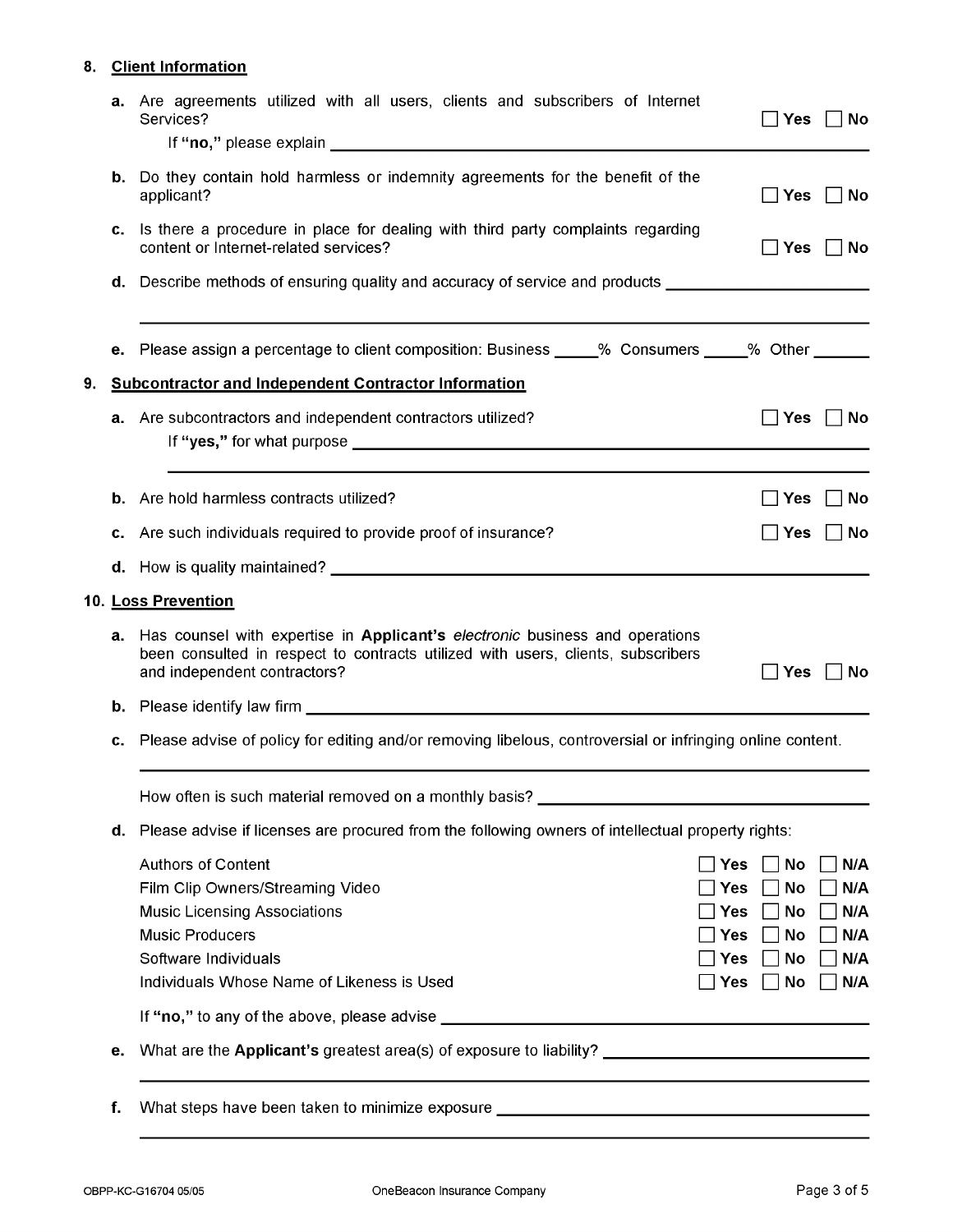## 8. Client Information

**a.** Are agreements utilized with all users, clients and subscribers of Internet Services? ☐ Yes ☐ No

If **"no,"** please explain ______________________________

**b.** Do they contain hold harmless or indemnity agreements for the benefit of the applicant? ☐ Yes ☐ No

**c.** Is there a procedure in place for dealing with third party complaints regarding content or Internet-related services? ☐ Yes ☐ No

**d.** Describe methods of ensuring quality and accuracy of service and products ______________________________

______________________________

**e.** Please assign a percentage to client composition: Business _____% Consumers _____% Other ______

## 9. Subcontractor and Independent Contractor Information

**a.** Are subcontractors and independent contractors utilized? ☐ Yes ☐ No

If **"yes,"** for what purpose ______________________________

______________________________

**b.** Are hold harmless contracts utilized? ☐ Yes ☐ No

**c.** Are such individuals required to provide proof of insurance? ☐ Yes ☐ No

**d.** How is quality maintained? ______________________________

## 10. Loss Prevention

**a.** Has counsel with expertise in **Applicant's** *electronic* business and operations been consulted in respect to contracts utilized with users, clients, subscribers and independent contractors? ☐ Yes ☐ No

**b.** Please identify law firm ______________________________

**c.** Please advise of policy for editing and/or removing libelous, controversial or infringing online content.

______________________________

How often is such material removed on a monthly basis? ______________________________

**d.** Please advise if licenses are procured from the following owners of intellectual property rights:

| | | | |
|---|---|---|---|
| Authors of Content | ☐ Yes | ☐ No | ☐ N/A |
| Film Clip Owners/Streaming Video | ☐ Yes | ☐ No | ☐ N/A |
| Music Licensing Associations | ☐ Yes | ☐ No | ☐ N/A |
| Music Producers | ☐ Yes | ☐ No | ☐ N/A |
| Software Individuals | ☐ Yes | ☐ No | ☐ N/A |
| Individuals Whose Name of Likeness is Used | ☐ Yes | ☐ No | ☐ N/A |

If **"no,"** to any of the above, please advise ______________________________

**e.** What are the **Applicant's** greatest area(s) of exposure to liability? ______________________________

______________________________

**f.** What steps have been taken to minimize exposure ______________________________

______________________________

OBPP-KC-G16704 05/05 OneBeacon Insurance Company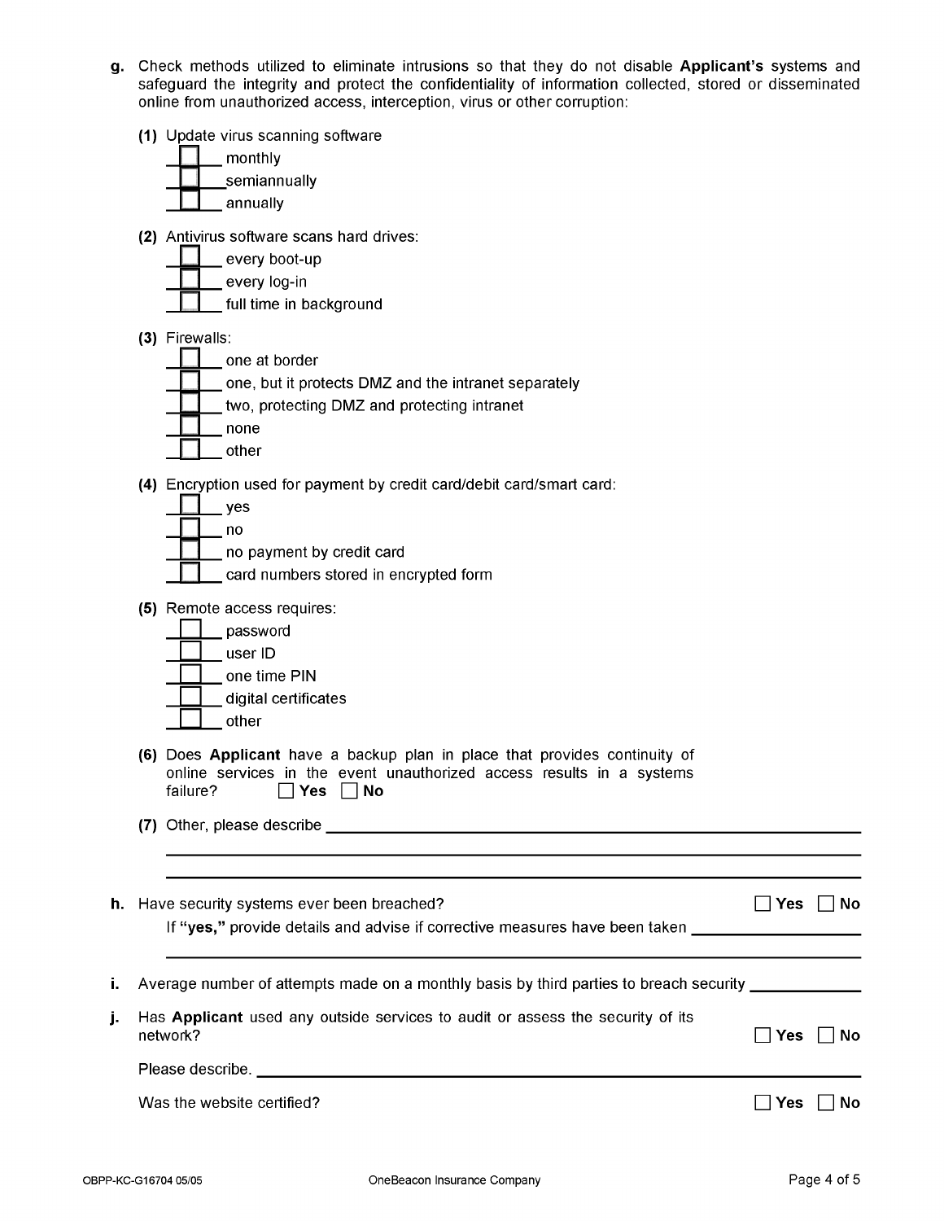**g.** Check methods utilized to eliminate intrusions so that they do not disable **Applicant's** systems and safeguard the integrity and protect the confidentiality of information collected, stored or disseminated online from unauthorized access, interception, virus or other corruption:

**(1)** Update virus scanning software

- ☐ monthly
- ☐ semiannually
- ☐ annually

**(2)** Antivirus software scans hard drives:

- ☐ every boot-up
- ☐ every log-in
- ☐ full time in background

**(3)** Firewalls:

- ☐ one at border
- ☐ one, but it protects DMZ and the intranet separately
- ☐ two, protecting DMZ and protecting intranet
- ☐ none
- ☐ other

**(4)** Encryption used for payment by credit card/debit card/smart card:

- ☐ yes
- ☐ no
- ☐ no payment by credit card
- ☐ card numbers stored in encrypted form

**(5)** Remote access requires:

- ☐ password
- ☐ user ID
- ☐ one time PIN
- ☐ digital certificates
- ☐ other

**(6)** Does **Applicant** have a backup plan in place that provides continuity of online services in the event unauthorized access results in a systems failure? ☐ **Yes** ☐ **No**

**(7)** Other, please describe ______________________________________________

______________________________________________

______________________________________________

**h.** Have security systems ever been breached? ☐ **Yes** ☐ **No**

If **"yes,"** provide details and advise if corrective measures have been taken ______________________

______________________________________________

**i.** Average number of attempts made on a monthly basis by third parties to breach security ____________

**j.** Has **Applicant** used any outside services to audit or assess the security of its network? ☐ **Yes** ☐ **No**

Please describe. ______________________________________________

Was the website certified? ☐ **Yes** ☐ **No**

OBPP-KC-G16704 05/05 OneBeacon Insurance Company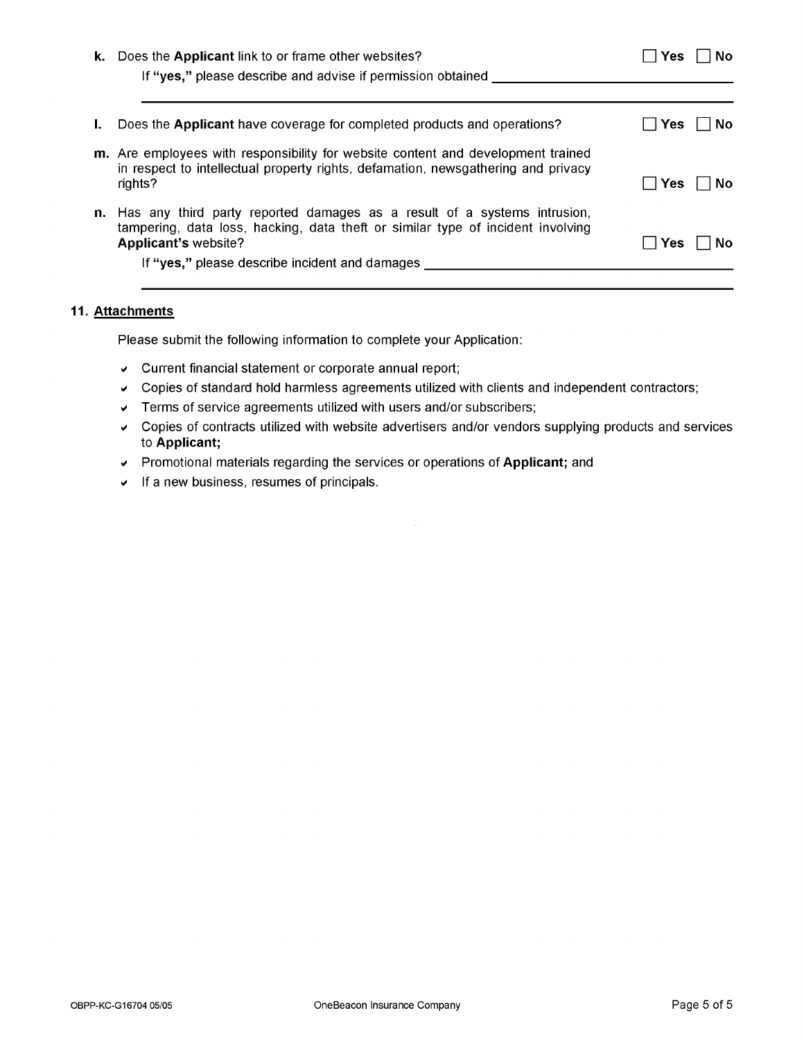**k.** Does the **Applicant** link to or frame other websites? ☐ **Yes** ☐ **No**

If **"yes,"** please describe and advise if permission obtained ______________________________

______________________________________________________________________________

**l.** Does the **Applicant** have coverage for completed products and operations? ☐ **Yes** ☐ **No**

**m.** Are employees with responsibility for website content and development trained in respect to intellectual property rights, defamation, newsgathering and privacy rights? ☐ **Yes** ☐ **No**

**n.** Has any third party reported damages as a result of a systems intrusion, tampering, data loss, hacking, data theft or similar type of incident involving **Applicant's** website? ☐ **Yes** ☐ **No**

If **"yes,"** please describe incident and damages ______________________________

______________________________________________________________________________

## 11. Attachments

Please submit the following information to complete your Application:

- Current financial statement or corporate annual report;
- Copies of standard hold harmless agreements utilized with clients and independent contractors;
- Terms of service agreements utilized with users and/or subscribers;
- Copies of contracts utilized with website advertisers and/or vendors supplying products and services to **Applicant;**
- Promotional materials regarding the services or operations of **Applicant;** and
- If a new business, resumes of principals.

OBPP-KC-G16704 05/05 OneBeacon Insurance Company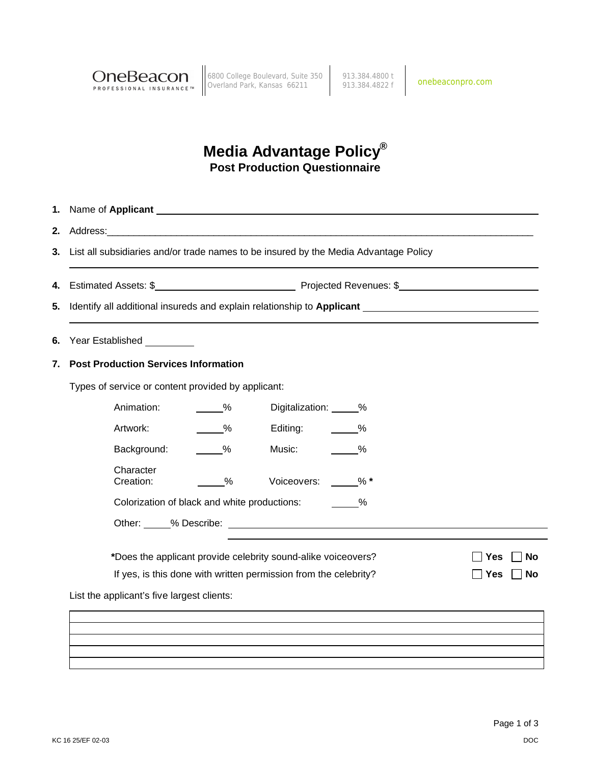OneBeacon PROFESSIONAL INSURANCE™ | 6800 College Boulevard, Suite 350 Overland Park, Kansas 66211 | 913.384.4800 t 913.384.4822 f | onebeaconpro.com

# Media Advantage Policy®
## Post Production Questionnaire

**1.** Name of **Applicant** ______________________________________________

**2.** Address:______________________________________________

**3.** List all subsidiaries and/or trade names to be insured by the Media Advantage Policy

______________________________________________

**4.** Estimated Assets: $__________________ Projected Revenues: $__________________

**5.** Identify all additional insureds and explain relationship to **Applicant** ______________________

______________________________________________

**6.** Year Established ________

**7. Post Production Services Information**

Types of service or content provided by applicant:

| | | | |
|---|---|---|---|
| Animation: | _____% | Digitalization: | _____% |
| Artwork: | _____% | Editing: | _____% |
| Background: | _____% | Music: | _____% |
| Character Creation: | _____% | Voiceovers: | _____% * |

Colorization of black and white productions: _____%

Other: _____% Describe: ______________________________________________

______________________________________________

*Does the applicant provide celebrity sound-alike voiceovers? ☐ Yes ☐ No

If yes, is this done with written permission from the celebrity? ☐ Yes ☐ No

List the applicant's five largest clients:

| |
|---|
| |
| |
| |
| |
| |

KC 16 25/EF 02-03 DOC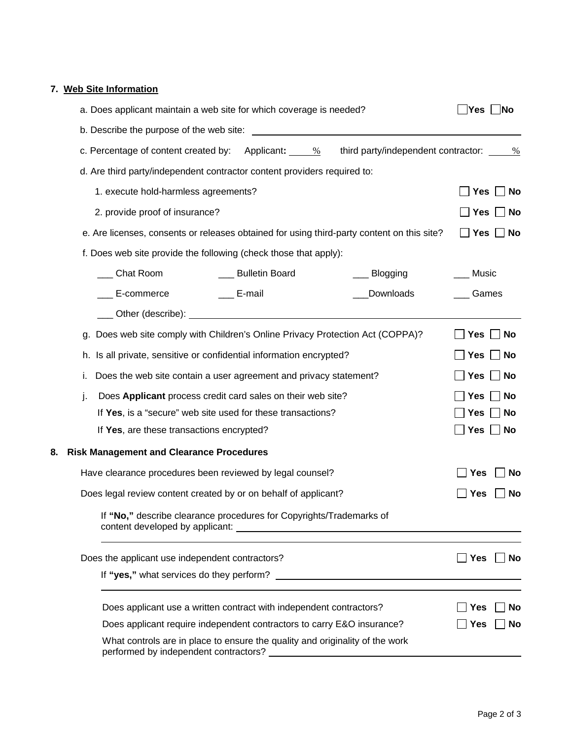## 7. Web Site Information

a. Does applicant maintain a web site for which coverage is needed? ☐ Yes ☐ No

b. Describe the purpose of the web site: ______________________________

c. Percentage of content created by: Applicant: ____% third party/independent contractor: ____%

d. Are third party/independent contractor content providers required to:

1. execute hold-harmless agreements? ☐ Yes ☐ No
2. provide proof of insurance? ☐ Yes ☐ No

e. Are licenses, consents or releases obtained for using third-party content on this site? ☐ Yes ☐ No

f. Does web site provide the following (check those that apply):

___ Chat Room ___ Bulletin Board ___ Blogging ___ Music

___ E-commerce ___ E-mail ___ Downloads ___ Games

___ Other (describe): ______________________________

g. Does web site comply with Children's Online Privacy Protection Act (COPPA)? ☐ Yes ☐ No

h. Is all private, sensitive or confidential information encrypted? ☐ Yes ☐ No

i. Does the web site contain a user agreement and privacy statement? ☐ Yes ☐ No

j. Does **Applicant** process credit card sales on their web site? ☐ Yes ☐ No

If **Yes**, is a "secure" web site used for these transactions? ☐ Yes ☐ No

If **Yes**, are these transactions encrypted? ☐ Yes ☐ No

## 8. Risk Management and Clearance Procedures

Have clearance procedures been reviewed by legal counsel? ☐ Yes ☐ No

Does legal review content created by or on behalf of applicant? ☐ Yes ☐ No

If **"No,"** describe clearance procedures for Copyrights/Trademarks of content developed by applicant: ______________________________

______________________________

Does the applicant use independent contractors? ☐ Yes ☐ No

If **"yes,"** what services do they perform? ______________________________

______________________________

Does applicant use a written contract with independent contractors? ☐ Yes ☐ No

Does applicant require independent contractors to carry E&O insurance? ☐ Yes ☐ No

What controls are in place to ensure the quality and originality of the work performed by independent contractors? ______________________________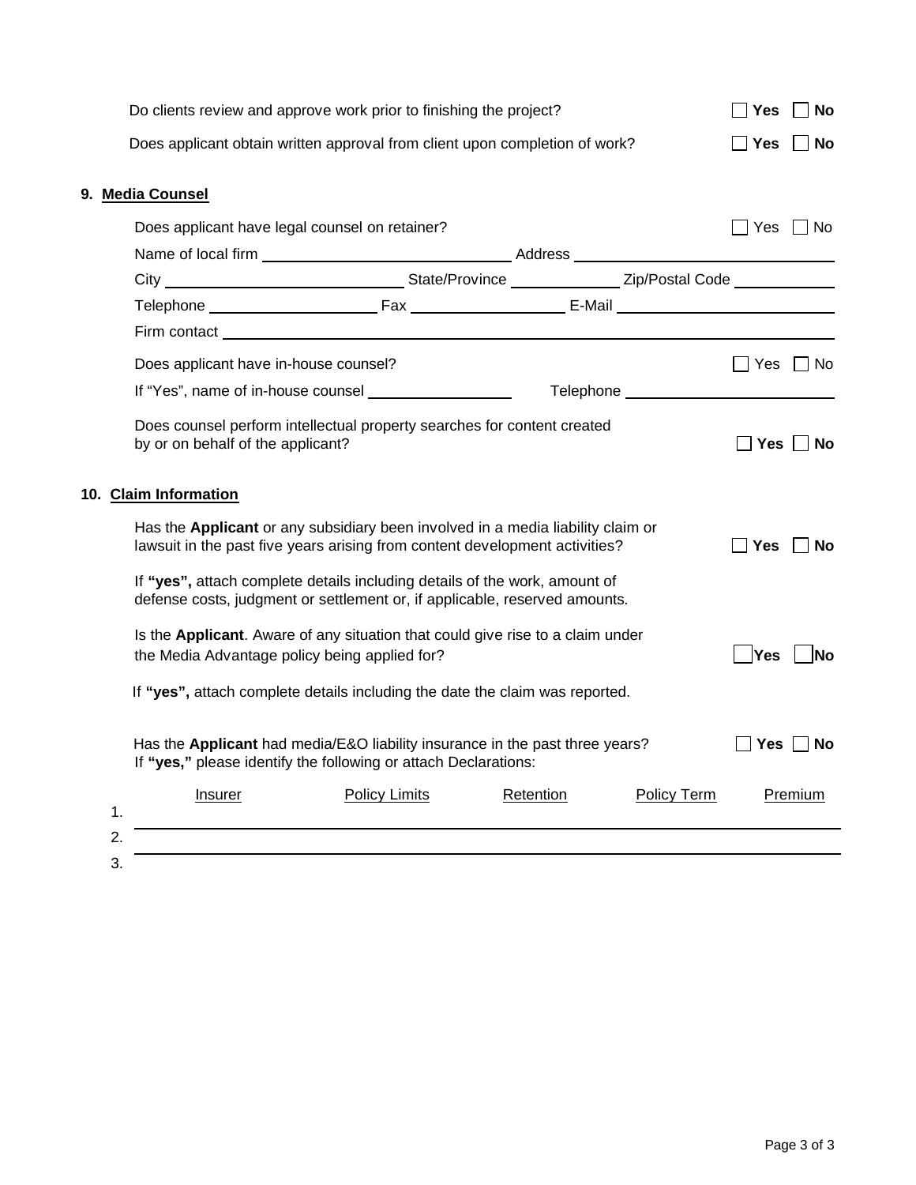Do clients review and approve work prior to finishing the project? ☐ **Yes** ☐ **No**

Does applicant obtain written approval from client upon completion of work? ☐ **Yes** ☐ **No**

## 9. Media Counsel

Does applicant have legal counsel on retainer? ☐ Yes ☐ No

Name of local firm ______________________ Address ______________________

City ______________________ State/Province ____________ Zip/Postal Code ____________

Telephone ________________ Fax ________________ E-Mail ______________________

Firm contact ______________________________________________

Does applicant have in-house counsel? ☐ Yes ☐ No

If "Yes", name of in-house counsel ________________ Telephone ______________________

Does counsel perform intellectual property searches for content created by or on behalf of the applicant? ☐ **Yes** ☐ **No**

## 10. Claim Information

Has the **Applicant** or any subsidiary been involved in a media liability claim or lawsuit in the past five years arising from content development activities? ☐ **Yes** ☐ **No**

If **"yes",** attach complete details including details of the work, amount of defense costs, judgment or settlement or, if applicable, reserved amounts.

Is the **Applicant**. Aware of any situation that could give rise to a claim under the Media Advantage policy being applied for? ☐ **Yes** ☐ **No**

If **"yes",** attach complete details including the date the claim was reported.

Has the **Applicant** had media/E&O liability insurance in the past three years? ☐ **Yes** ☐ **No**
If **"yes,"** please identify the following or attach Declarations:

| | Insurer | Policy Limits | Retention | Policy Term | Premium |
|---|---|---|---|---|---|
| 1. | | | | | |
| 2. | | | | | |
| 3. | | | | | |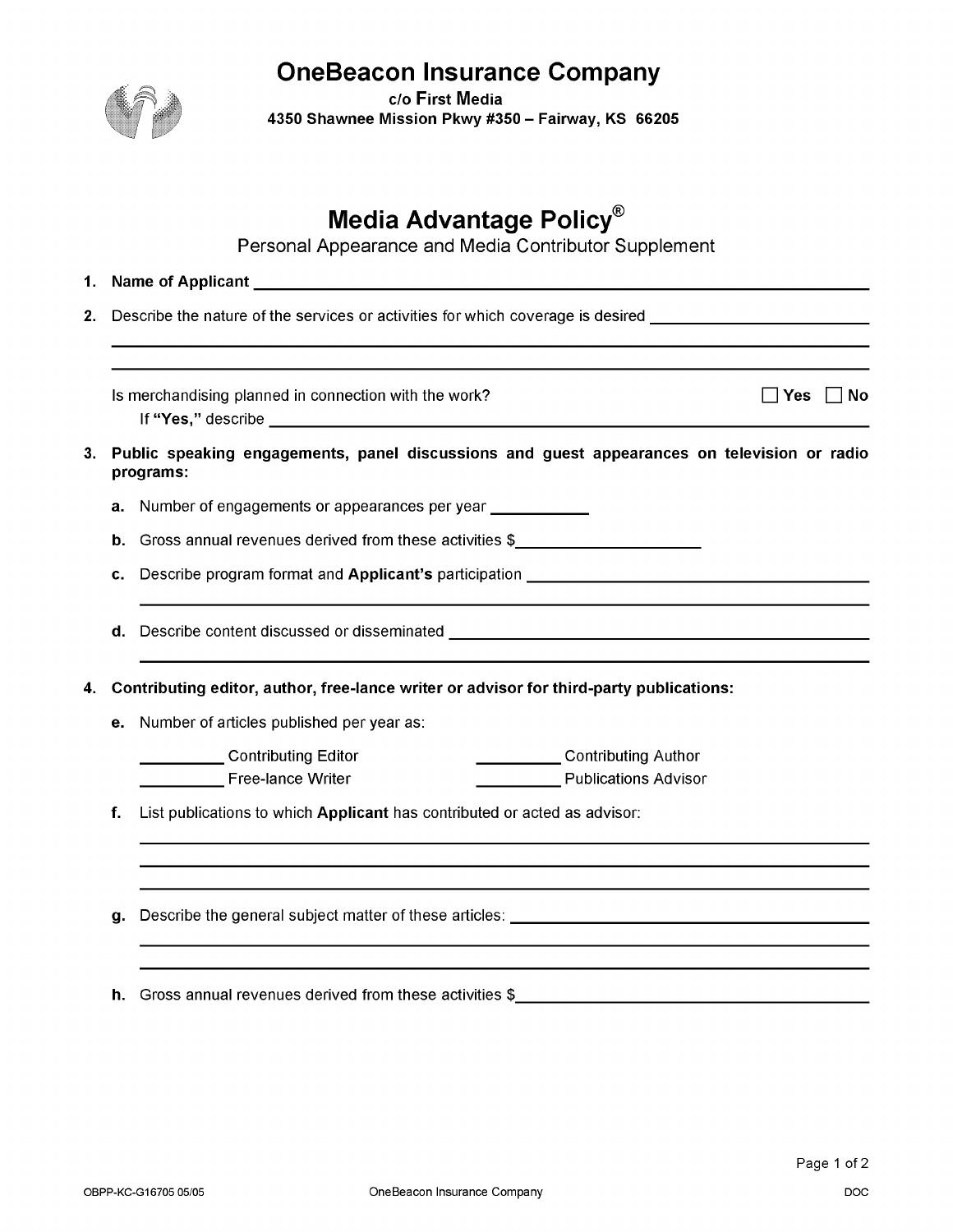# OneBeacon Insurance Company

c/o First Media
4350 Shawnee Mission Pkwy #350 – Fairway, KS 66205

## Media Advantage Policy®

Personal Appearance and Media Contributor Supplement

1. **Name of Applicant** ______________________________

2. Describe the nature of the services or activities for which coverage is desired ______________________________

   ______________________________

   ______________________________

   Is merchandising planned in connection with the work? ☐ **Yes** ☐ **No**

   If **"Yes,"** describe ______________________________

3. **Public speaking engagements, panel discussions and guest appearances on television or radio programs:**

   **a.** Number of engagements or appearances per year __________

   **b.** Gross annual revenues derived from these activities $__________

   **c.** Describe program format and **Applicant's** participation ______________________________

   ______________________________

   **d.** Describe content discussed or disseminated ______________________________

   ______________________________

4. **Contributing editor, author, free-lance writer or advisor for third-party publications:**

   **e.** Number of articles published per year as:

   _________ Contributing Editor _________ Contributing Author

   _________ Free-lance Writer _________ Publications Advisor

   **f.** List publications to which **Applicant** has contributed or acted as advisor:

   ______________________________

   ______________________________

   ______________________________

   **g.** Describe the general subject matter of these articles: ______________________________

   ______________________________

   ______________________________

   **h.** Gross annual revenues derived from these activities $__________

OBPP-KC-G16705 05/05 OneBeacon Insurance Company DOC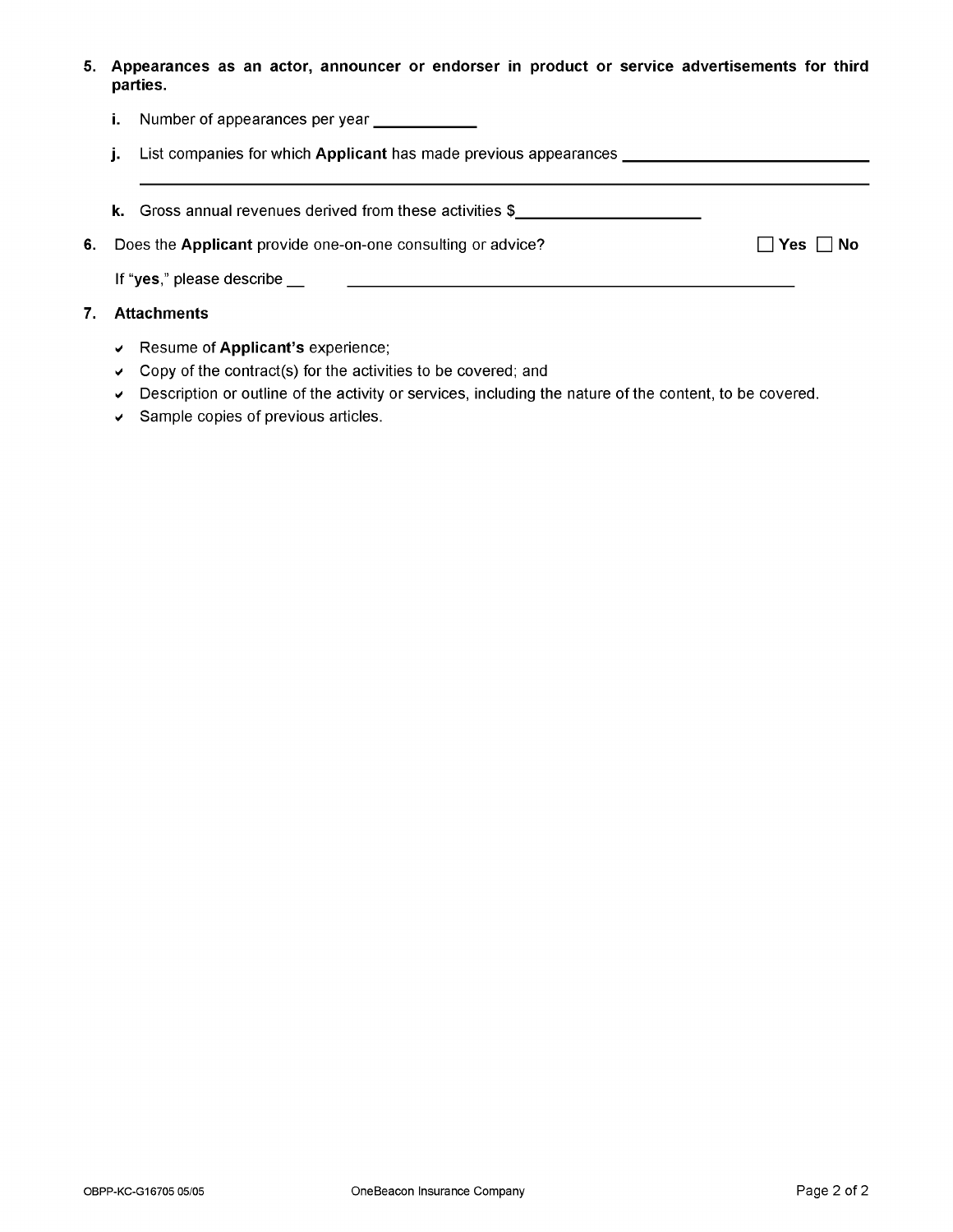**5. Appearances as an actor, announcer or endorser in product or service advertisements for third parties.**

**i.** Number of appearances per year ____________

**j.** List companies for which **Applicant** has made previous appearances ____________________________

______________________________________________________________________________

**k.** Gross annual revenues derived from these activities $____________________

**6.** Does the **Applicant** provide one-on-one consulting or advice? ☐ **Yes** ☐ **No**

If "**yes**," please describe __ ____________________________________________________

**7. Attachments**

- ✔ Resume of **Applicant's** experience;
- ✔ Copy of the contract(s) for the activities to be covered; and
- ✔ Description or outline of the activity or services, including the nature of the content, to be covered.
- ✔ Sample copies of previous articles.

OBPP-KC-G16705 05/05 OneBeacon Insurance Company